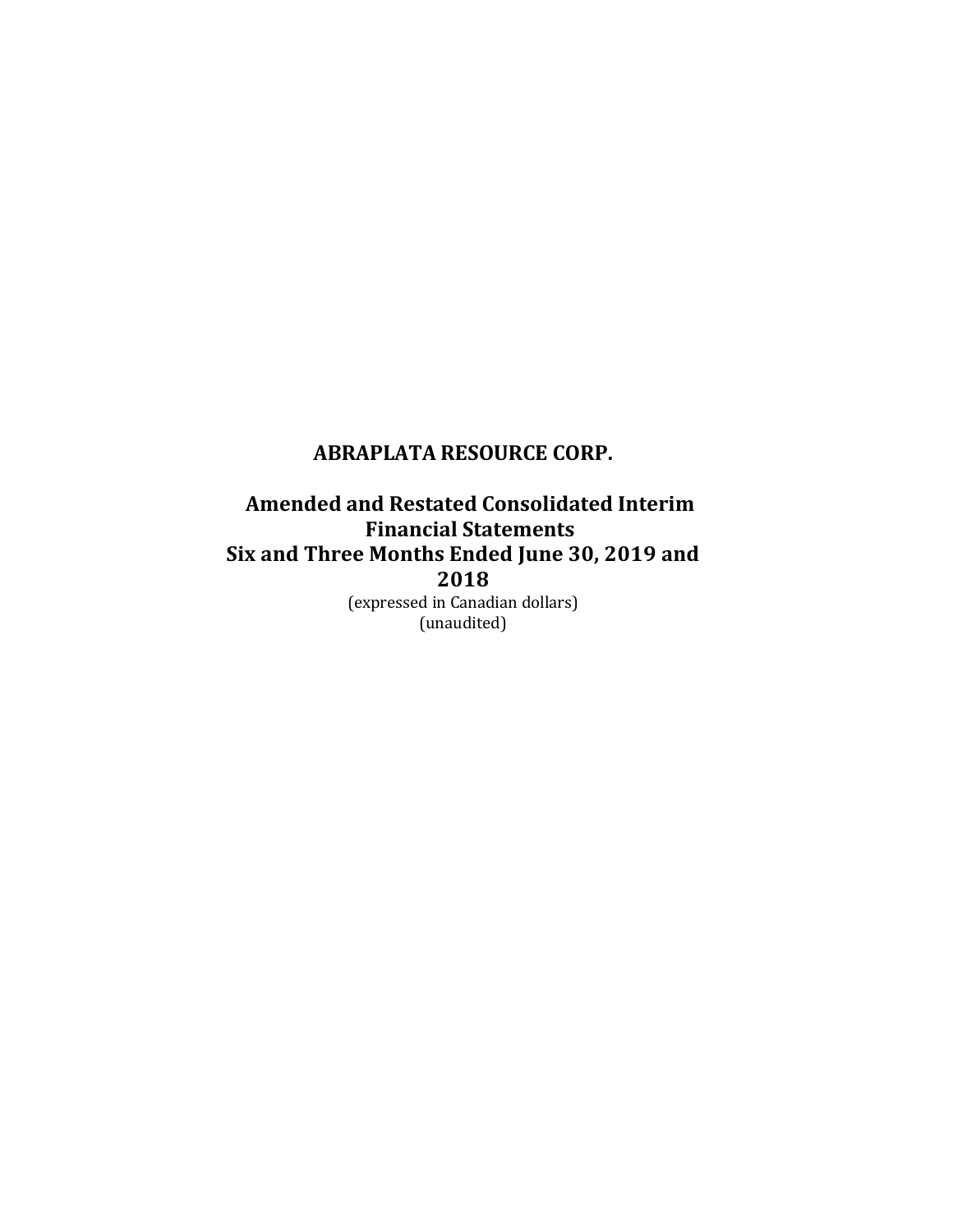# ABRAPLATA RESOURCE CORP.

## Amended and Restated Consolidated Interim Financial Statements
## Six and Three Months Ended June 30, 2019 and 2018

(expressed in Canadian dollars)
(unaudited)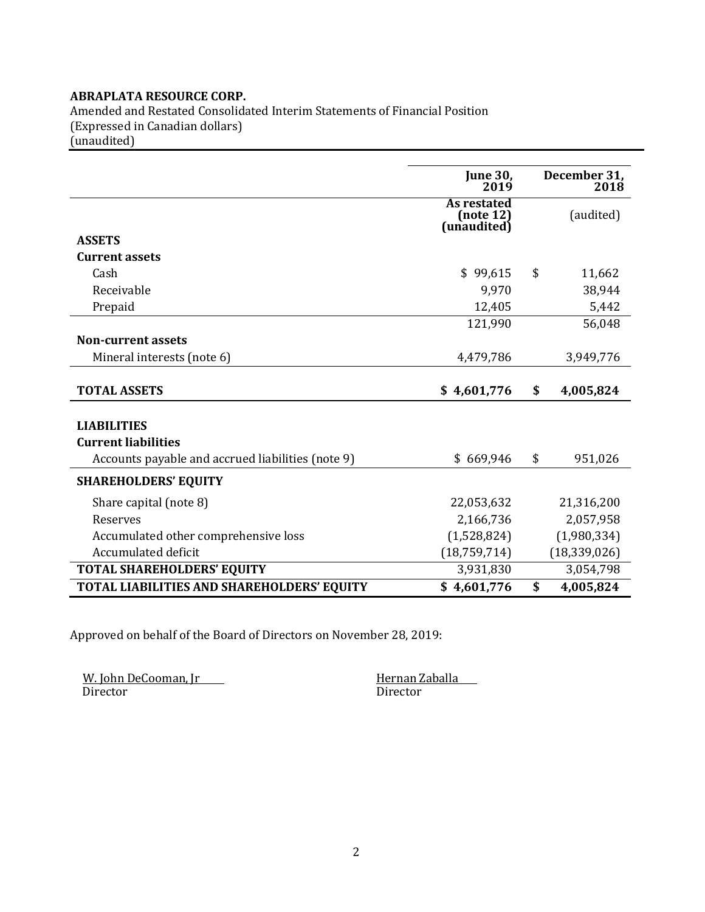**ABRAPLATA RESOURCE CORP.**
Amended and Restated Consolidated Interim Statements of Financial Position
(Expressed in Canadian dollars)
(unaudited)

| | June 30, 2019 | December 31, 2018 |
|---|---|---|
| | **As restated (note 12) (unaudited)** | (audited) |
| **ASSETS** | | |
| **Current assets** | | |
| Cash | $ 99,615 | $ 11,662 |
| Receivable | 9,970 | 38,944 |
| Prepaid | 12,405 | 5,442 |
| | 121,990 | 56,048 |
| **Non-current assets** | | |
| Mineral interests (note 6) | 4,479,786 | 3,949,776 |
| **TOTAL ASSETS** | **$ 4,601,776** | **$ 4,005,824** |
| **LIABILITIES** | | |
| **Current liabilities** | | |
| Accounts payable and accrued liabilities (note 9) | $ 669,946 | $ 951,026 |
| **SHAREHOLDERS' EQUITY** | | |
| Share capital (note 8) | 22,053,632 | 21,316,200 |
| Reserves | 2,166,736 | 2,057,958 |
| Accumulated other comprehensive loss | (1,528,824) | (1,980,334) |
| Accumulated deficit | (18,759,714) | (18,339,026) |
| **TOTAL SHAREHOLDERS' EQUITY** | 3,931,830 | 3,054,798 |
| **TOTAL LIABILITIES AND SHAREHOLDERS' EQUITY** | **$ 4,601,776** | **$ 4,005,824** |

Approved on behalf of the Board of Directors on November 28, 2019:

W. John DeCooman, Jr
Director

Hernan Zaballa
Director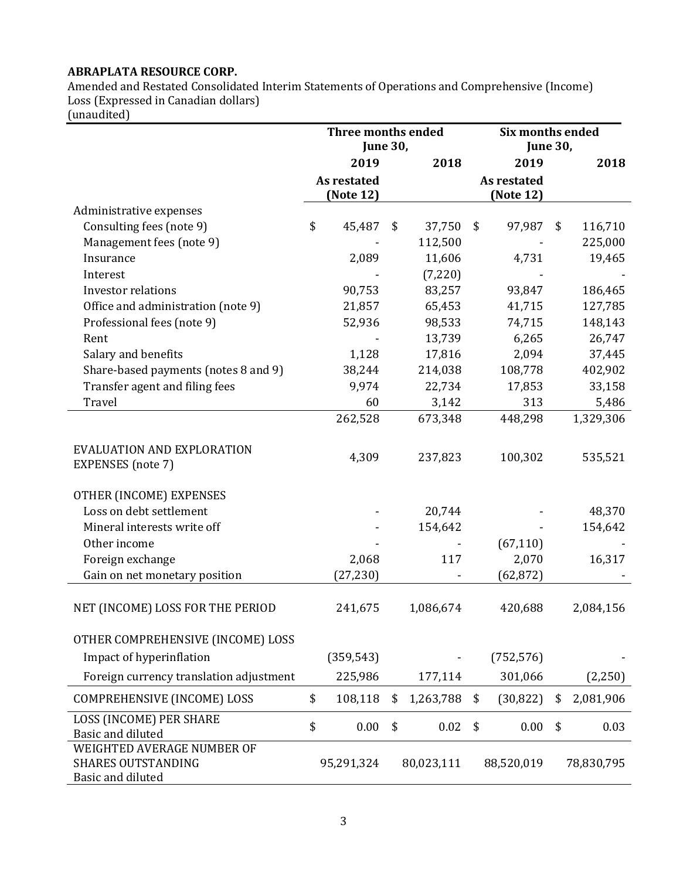**ABRAPLATA RESOURCE CORP.**
Amended and Restated Consolidated Interim Statements of Operations and Comprehensive (Income) Loss (Expressed in Canadian dollars)
(unaudited)

| | Three months ended June 30, | | Six months ended June 30, | |
|---|---|---|---|---|
| | **2019** | **2018** | **2019** | **2018** |
| | **As restated (Note 12)** | | **As restated (Note 12)** | |
| Administrative expenses | | | | |
| Consulting fees (note 9) | $ 45,487 | $ 37,750 | $ 97,987 | $ 116,710 |
| Management fees (note 9) | - | 112,500 | - | 225,000 |
| Insurance | 2,089 | 11,606 | 4,731 | 19,465 |
| Interest | - | (7,220) | - | - |
| Investor relations | 90,753 | 83,257 | 93,847 | 186,465 |
| Office and administration (note 9) | 21,857 | 65,453 | 41,715 | 127,785 |
| Professional fees (note 9) | 52,936 | 98,533 | 74,715 | 148,143 |
| Rent | - | 13,739 | 6,265 | 26,747 |
| Salary and benefits | 1,128 | 17,816 | 2,094 | 37,445 |
| Share-based payments (notes 8 and 9) | 38,244 | 214,038 | 108,778 | 402,902 |
| Transfer agent and filing fees | 9,974 | 22,734 | 17,853 | 33,158 |
| Travel | 60 | 3,142 | 313 | 5,486 |
| | 262,528 | 673,348 | 448,298 | 1,329,306 |
| EVALUATION AND EXPLORATION EXPENSES (note 7) | 4,309 | 237,823 | 100,302 | 535,521 |
| OTHER (INCOME) EXPENSES | | | | |
| Loss on debt settlement | - | 20,744 | - | 48,370 |
| Mineral interests write off | - | 154,642 | - | 154,642 |
| Other income | - | - | (67,110) | - |
| Foreign exchange | 2,068 | 117 | 2,070 | 16,317 |
| Gain on net monetary position | (27,230) | - | (62,872) | - |
| NET (INCOME) LOSS FOR THE PERIOD | 241,675 | 1,086,674 | 420,688 | 2,084,156 |
| OTHER COMPREHENSIVE (INCOME) LOSS | | | | |
| Impact of hyperinflation | (359,543) | - | (752,576) | - |
| Foreign currency translation adjustment | 225,986 | 177,114 | 301,066 | (2,250) |
| COMPREHENSIVE (INCOME) LOSS | $ 108,118 | $ 1,263,788 | $ (30,822) | $ 2,081,906 |
| LOSS (INCOME) PER SHARE Basic and diluted | $ 0.00 | $ 0.02 | $ 0.00 | $ 0.03 |
| WEIGHTED AVERAGE NUMBER OF SHARES OUTSTANDING Basic and diluted | 95,291,324 | 80,023,111 | 88,520,019 | 78,830,795 |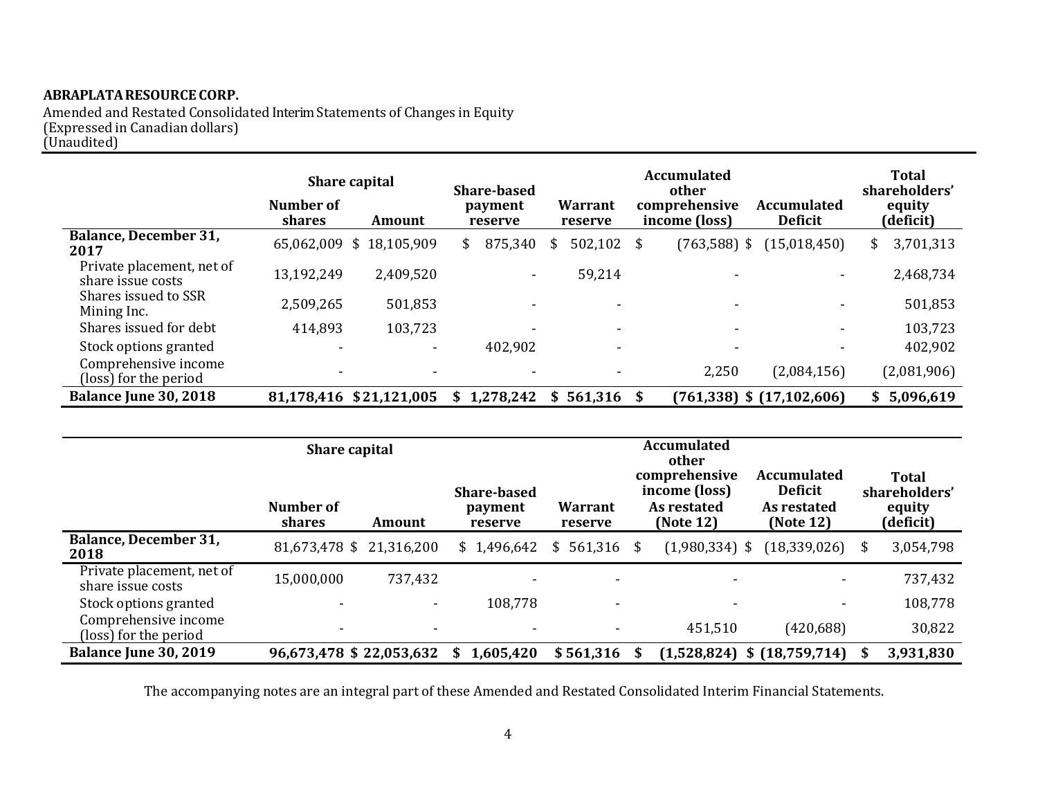**ABRAPLATA RESOURCE CORP.**

Amended and Restated Consolidated Interim Statements of Changes in Equity
(Expressed in Canadian dollars)
(Unaudited)

| | Share capital | | Share-based payment reserve | Warrant reserve | Accumulated other comprehensive income (loss) | Accumulated Deficit | Total shareholders' equity (deficit) |
|---|---|---|---|---|---|---|---|
| | Number of shares | Amount | | | | | |
| **Balance, December 31, 2017** | 65,062,009 | $ 18,105,909 | $ 875,340 | $ 502,102 | $ (763,588) | $ (15,018,450) | $ 3,701,313 |
| Private placement, net of share issue costs | 13,192,249 | 2,409,520 | - | 59,214 | - | - | 2,468,734 |
| Shares issued to SSR Mining Inc. | 2,509,265 | 501,853 | - | - | - | - | 501,853 |
| Shares issued for debt | 414,893 | 103,723 | - | - | - | - | 103,723 |
| Stock options granted | - | - | 402,902 | - | - | - | 402,902 |
| Comprehensive income (loss) for the period | - | - | - | - | 2,250 | (2,084,156) | (2,081,906) |
| **Balance June 30, 2018** | **81,178,416** | **$21,121,005** | **$ 1,278,242** | **$ 561,316** | **$ (761,338)** | **$ (17,102,606)** | **$ 5,096,619** |

| | Share capital | | Share-based payment reserve | Warrant reserve | Accumulated other comprehensive income (loss) As restated (Note 12) | Accumulated Deficit As restated (Note 12) | Total shareholders' equity (deficit) |
|---|---|---|---|---|---|---|---|
| | Number of shares | Amount | | | | | |
| **Balance, December 31, 2018** | 81,673,478 | $ 21,316,200 | $ 1,496,642 | $ 561,316 | $ (1,980,334) | $ (18,339,026) | $ 3,054,798 |
| Private placement, net of share issue costs | 15,000,000 | 737,432 | - | - | - | - | 737,432 |
| Stock options granted | - | - | 108,778 | - | - | - | 108,778 |
| Comprehensive income (loss) for the period | - | - | - | - | 451,510 | (420,688) | 30,822 |
| **Balance June 30, 2019** | **96,673,478** | **$ 22,053,632** | **$ 1,605,420** | **$ 561,316** | **$ (1,528,824)** | **$ (18,759,714)** | **$ 3,931,830** |

The accompanying notes are an integral part of these Amended and Restated Consolidated Interim Financial Statements.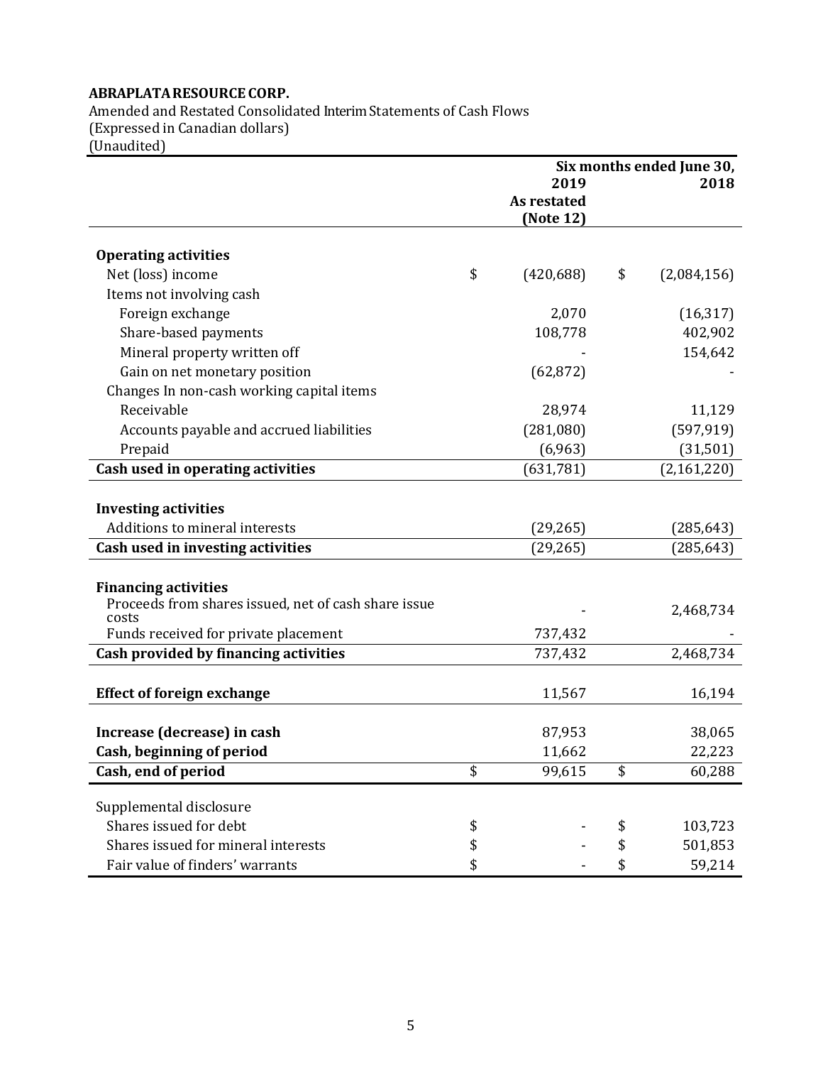**ABRAPLATA RESOURCE CORP.**

Amended and Restated Consolidated Interim Statements of Cash Flows
(Expressed in Canadian dollars)
(Unaudited)

| | Six months ended June 30, 2019 As restated (Note 12) | 2018 |
|---|---|---|
| **Operating activities** | | |
| Net (loss) income | $ (420,688) | $ (2,084,156) |
| Items not involving cash | | |
| Foreign exchange | 2,070 | (16,317) |
| Share-based payments | 108,778 | 402,902 |
| Mineral property written off | - | 154,642 |
| Gain on net monetary position | (62,872) | - |
| Changes In non-cash working capital items | | |
| Receivable | 28,974 | 11,129 |
| Accounts payable and accrued liabilities | (281,080) | (597,919) |
| Prepaid | (6,963) | (31,501) |
| **Cash used in operating activities** | (631,781) | (2,161,220) |
| **Investing activities** | | |
| Additions to mineral interests | (29,265) | (285,643) |
| **Cash used in investing activities** | (29,265) | (285,643) |
| **Financing activities** | | |
| Proceeds from shares issued, net of cash share issue costs | - | 2,468,734 |
| Funds received for private placement | 737,432 | - |
| **Cash provided by financing activities** | 737,432 | 2,468,734 |
| **Effect of foreign exchange** | 11,567 | 16,194 |
| **Increase (decrease) in cash** | 87,953 | 38,065 |
| **Cash, beginning of period** | 11,662 | 22,223 |
| **Cash, end of period** | $ 99,615 | $ 60,288 |
| Supplemental disclosure | | |
| Shares issued for debt | $ - | $ 103,723 |
| Shares issued for mineral interests | $ - | $ 501,853 |
| Fair value of finders' warrants | $ - | $ 59,214 |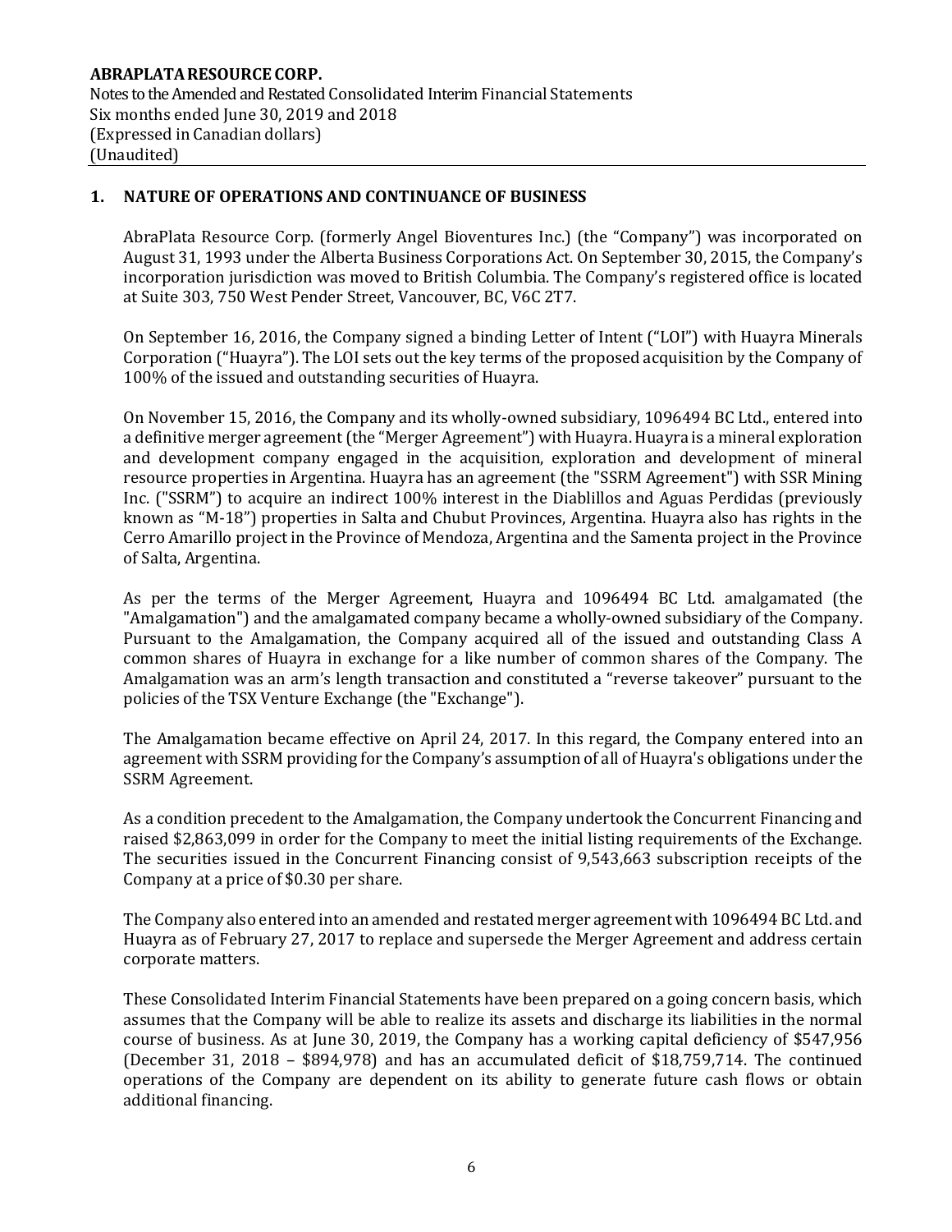## 1. NATURE OF OPERATIONS AND CONTINUANCE OF BUSINESS

AbraPlata Resource Corp. (formerly Angel Bioventures Inc.) (the "Company") was incorporated on August 31, 1993 under the Alberta Business Corporations Act. On September 30, 2015, the Company's incorporation jurisdiction was moved to British Columbia. The Company's registered office is located at Suite 303, 750 West Pender Street, Vancouver, BC, V6C 2T7.

On September 16, 2016, the Company signed a binding Letter of Intent ("LOI") with Huayra Minerals Corporation ("Huayra"). The LOI sets out the key terms of the proposed acquisition by the Company of 100% of the issued and outstanding securities of Huayra.

On November 15, 2016, the Company and its wholly-owned subsidiary, 1096494 BC Ltd., entered into a definitive merger agreement (the "Merger Agreement") with Huayra. Huayra is a mineral exploration and development company engaged in the acquisition, exploration and development of mineral resource properties in Argentina. Huayra has an agreement (the "SSRM Agreement") with SSR Mining Inc. ("SSRM") to acquire an indirect 100% interest in the Diablillos and Aguas Perdidas (previously known as "M-18") properties in Salta and Chubut Provinces, Argentina. Huayra also has rights in the Cerro Amarillo project in the Province of Mendoza, Argentina and the Samenta project in the Province of Salta, Argentina.

As per the terms of the Merger Agreement, Huayra and 1096494 BC Ltd. amalgamated (the "Amalgamation") and the amalgamated company became a wholly-owned subsidiary of the Company. Pursuant to the Amalgamation, the Company acquired all of the issued and outstanding Class A common shares of Huayra in exchange for a like number of common shares of the Company. The Amalgamation was an arm's length transaction and constituted a "reverse takeover" pursuant to the policies of the TSX Venture Exchange (the "Exchange").

The Amalgamation became effective on April 24, 2017. In this regard, the Company entered into an agreement with SSRM providing for the Company's assumption of all of Huayra's obligations under the SSRM Agreement.

As a condition precedent to the Amalgamation, the Company undertook the Concurrent Financing and raised $2,863,099 in order for the Company to meet the initial listing requirements of the Exchange. The securities issued in the Concurrent Financing consist of 9,543,663 subscription receipts of the Company at a price of $0.30 per share.

The Company also entered into an amended and restated merger agreement with 1096494 BC Ltd. and Huayra as of February 27, 2017 to replace and supersede the Merger Agreement and address certain corporate matters.

These Consolidated Interim Financial Statements have been prepared on a going concern basis, which assumes that the Company will be able to realize its assets and discharge its liabilities in the normal course of business. As at June 30, 2019, the Company has a working capital deficiency of $547,956 (December 31, 2018 – $894,978) and has an accumulated deficit of $18,759,714. The continued operations of the Company are dependent on its ability to generate future cash flows or obtain additional financing.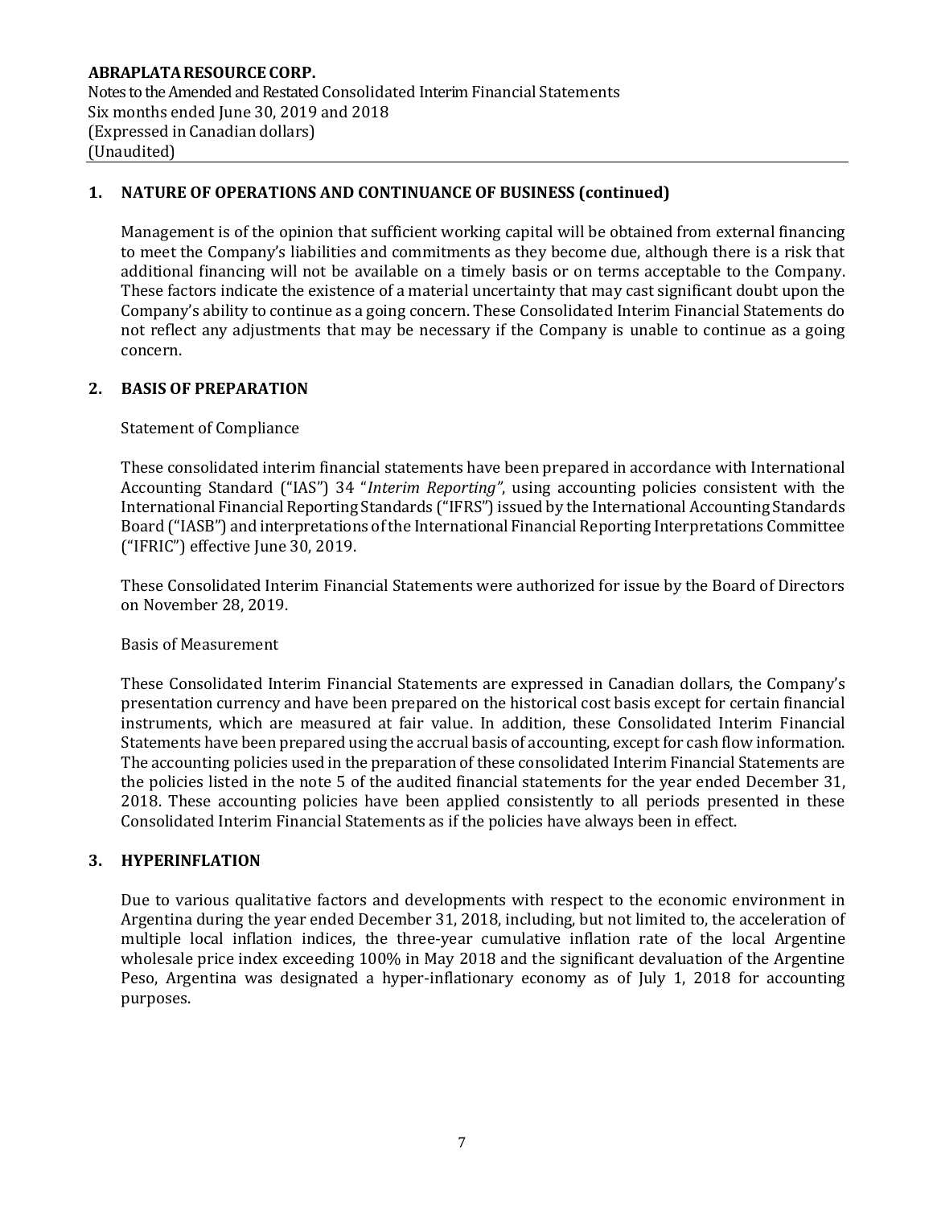## 1. NATURE OF OPERATIONS AND CONTINUANCE OF BUSINESS (continued)

Management is of the opinion that sufficient working capital will be obtained from external financing to meet the Company's liabilities and commitments as they become due, although there is a risk that additional financing will not be available on a timely basis or on terms acceptable to the Company. These factors indicate the existence of a material uncertainty that may cast significant doubt upon the Company's ability to continue as a going concern. These Consolidated Interim Financial Statements do not reflect any adjustments that may be necessary if the Company is unable to continue as a going concern.

## 2. BASIS OF PREPARATION

Statement of Compliance

These consolidated interim financial statements have been prepared in accordance with International Accounting Standard ("IAS") 34 "*Interim Reporting"*, using accounting policies consistent with the International Financial Reporting Standards ("IFRS") issued by the International Accounting Standards Board ("IASB") and interpretations of the International Financial Reporting Interpretations Committee ("IFRIC") effective June 30, 2019.

These Consolidated Interim Financial Statements were authorized for issue by the Board of Directors on November 28, 2019.

Basis of Measurement

These Consolidated Interim Financial Statements are expressed in Canadian dollars, the Company's presentation currency and have been prepared on the historical cost basis except for certain financial instruments, which are measured at fair value. In addition, these Consolidated Interim Financial Statements have been prepared using the accrual basis of accounting, except for cash flow information. The accounting policies used in the preparation of these consolidated Interim Financial Statements are the policies listed in the note 5 of the audited financial statements for the year ended December 31, 2018. These accounting policies have been applied consistently to all periods presented in these Consolidated Interim Financial Statements as if the policies have always been in effect.

## 3. HYPERINFLATION

Due to various qualitative factors and developments with respect to the economic environment in Argentina during the year ended December 31, 2018, including, but not limited to, the acceleration of multiple local inflation indices, the three-year cumulative inflation rate of the local Argentine wholesale price index exceeding 100% in May 2018 and the significant devaluation of the Argentine Peso, Argentina was designated a hyper-inflationary economy as of July 1, 2018 for accounting purposes.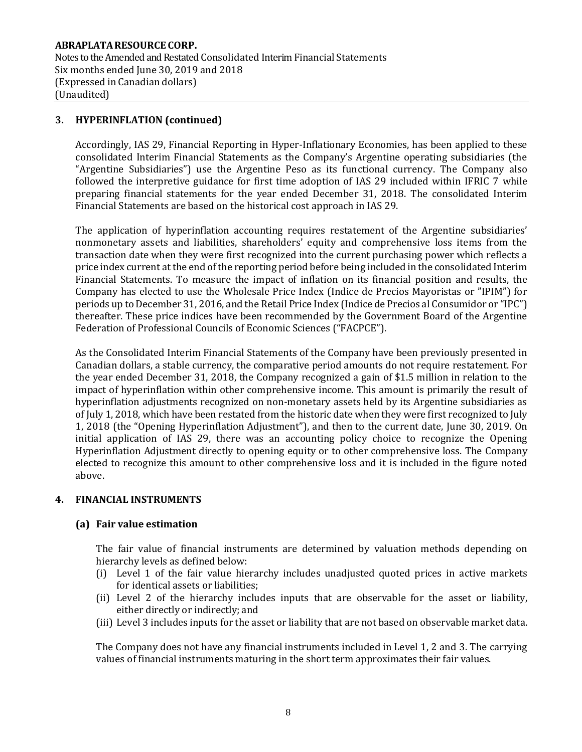## 3. HYPERINFLATION (continued)

Accordingly, IAS 29, Financial Reporting in Hyper-Inflationary Economies, has been applied to these consolidated Interim Financial Statements as the Company's Argentine operating subsidiaries (the "Argentine Subsidiaries") use the Argentine Peso as its functional currency. The Company also followed the interpretive guidance for first time adoption of IAS 29 included within IFRIC 7 while preparing financial statements for the year ended December 31, 2018. The consolidated Interim Financial Statements are based on the historical cost approach in IAS 29.

The application of hyperinflation accounting requires restatement of the Argentine subsidiaries' nonmonetary assets and liabilities, shareholders' equity and comprehensive loss items from the transaction date when they were first recognized into the current purchasing power which reflects a price index current at the end of the reporting period before being included in the consolidated Interim Financial Statements. To measure the impact of inflation on its financial position and results, the Company has elected to use the Wholesale Price Index (Indice de Precios Mayoristas or "IPIM") for periods up to December 31, 2016, and the Retail Price Index (Indice de Precios al Consumidor or "IPC") thereafter. These price indices have been recommended by the Government Board of the Argentine Federation of Professional Councils of Economic Sciences ("FACPCE").

As the Consolidated Interim Financial Statements of the Company have been previously presented in Canadian dollars, a stable currency, the comparative period amounts do not require restatement. For the year ended December 31, 2018, the Company recognized a gain of $1.5 million in relation to the impact of hyperinflation within other comprehensive income. This amount is primarily the result of hyperinflation adjustments recognized on non-monetary assets held by its Argentine subsidiaries as of July 1, 2018, which have been restated from the historic date when they were first recognized to July 1, 2018 (the "Opening Hyperinflation Adjustment"), and then to the current date, June 30, 2019. On initial application of IAS 29, there was an accounting policy choice to recognize the Opening Hyperinflation Adjustment directly to opening equity or to other comprehensive loss. The Company elected to recognize this amount to other comprehensive loss and it is included in the figure noted above.

## 4. FINANCIAL INSTRUMENTS

### (a) Fair value estimation

The fair value of financial instruments are determined by valuation methods depending on hierarchy levels as defined below:

(i) Level 1 of the fair value hierarchy includes unadjusted quoted prices in active markets for identical assets or liabilities;

(ii) Level 2 of the hierarchy includes inputs that are observable for the asset or liability, either directly or indirectly; and

(iii) Level 3 includes inputs for the asset or liability that are not based on observable market data.

The Company does not have any financial instruments included in Level 1, 2 and 3. The carrying values of financial instruments maturing in the short term approximates their fair values.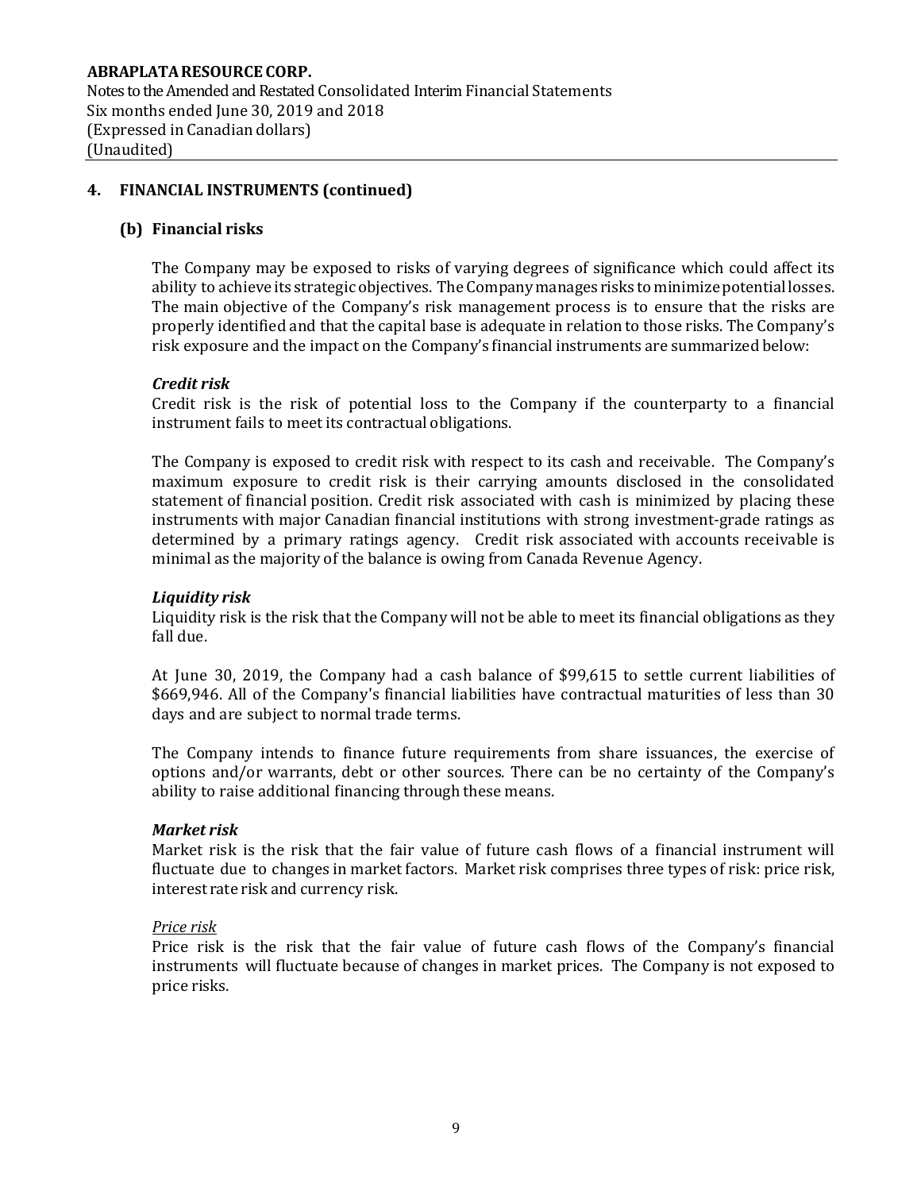## 4. FINANCIAL INSTRUMENTS (continued)

### (b) Financial risks

The Company may be exposed to risks of varying degrees of significance which could affect its ability to achieve its strategic objectives. The Company manages risks to minimize potential losses. The main objective of the Company's risk management process is to ensure that the risks are properly identified and that the capital base is adequate in relation to those risks. The Company's risk exposure and the impact on the Company's financial instruments are summarized below:

***Credit risk***

Credit risk is the risk of potential loss to the Company if the counterparty to a financial instrument fails to meet its contractual obligations.

The Company is exposed to credit risk with respect to its cash and receivable. The Company's maximum exposure to credit risk is their carrying amounts disclosed in the consolidated statement of financial position. Credit risk associated with cash is minimized by placing these instruments with major Canadian financial institutions with strong investment-grade ratings as determined by a primary ratings agency. Credit risk associated with accounts receivable is minimal as the majority of the balance is owing from Canada Revenue Agency.

***Liquidity risk***

Liquidity risk is the risk that the Company will not be able to meet its financial obligations as they fall due.

At June 30, 2019, the Company had a cash balance of $99,615 to settle current liabilities of $669,946. All of the Company's financial liabilities have contractual maturities of less than 30 days and are subject to normal trade terms.

The Company intends to finance future requirements from share issuances, the exercise of options and/or warrants, debt or other sources. There can be no certainty of the Company's ability to raise additional financing through these means.

***Market risk***

Market risk is the risk that the fair value of future cash flows of a financial instrument will fluctuate due to changes in market factors. Market risk comprises three types of risk: price risk, interest rate risk and currency risk.

<u>*Price risk*</u>

Price risk is the risk that the fair value of future cash flows of the Company's financial instruments will fluctuate because of changes in market prices. The Company is not exposed to price risks.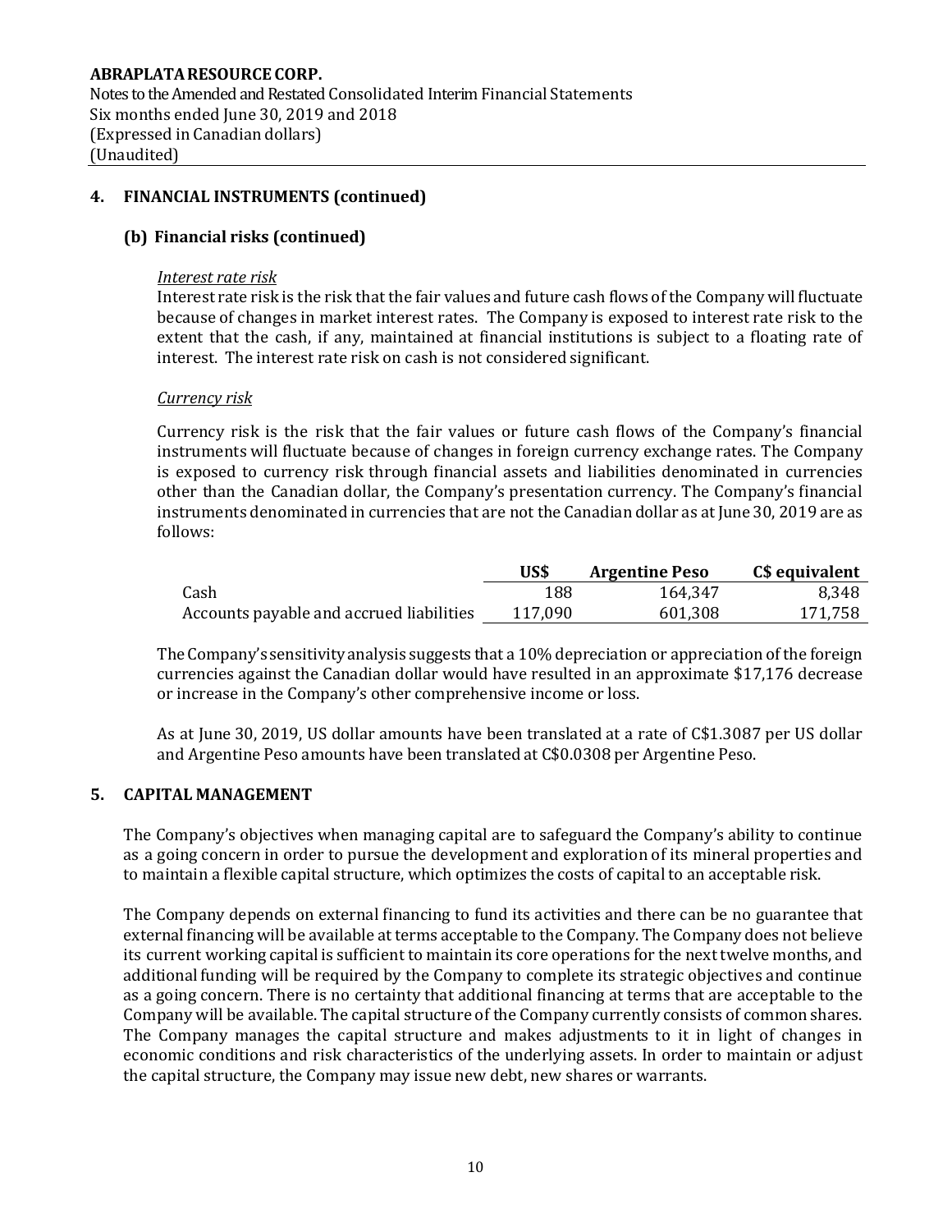## 4. FINANCIAL INSTRUMENTS (continued)

### (b) Financial risks (continued)

*Interest rate risk*

Interest rate risk is the risk that the fair values and future cash flows of the Company will fluctuate because of changes in market interest rates. The Company is exposed to interest rate risk to the extent that the cash, if any, maintained at financial institutions is subject to a floating rate of interest. The interest rate risk on cash is not considered significant.

*Currency risk*

Currency risk is the risk that the fair values or future cash flows of the Company's financial instruments will fluctuate because of changes in foreign currency exchange rates. The Company is exposed to currency risk through financial assets and liabilities denominated in currencies other than the Canadian dollar, the Company's presentation currency. The Company's financial instruments denominated in currencies that are not the Canadian dollar as at June 30, 2019 are as follows:

| | US$ | Argentine Peso | C$ equivalent |
|---|---|---|---|
| Cash | 188 | 164,347 | 8,348 |
| Accounts payable and accrued liabilities | 117,090 | 601,308 | 171,758 |

The Company's sensitivity analysis suggests that a 10% depreciation or appreciation of the foreign currencies against the Canadian dollar would have resulted in an approximate $17,176 decrease or increase in the Company's other comprehensive income or loss.

As at June 30, 2019, US dollar amounts have been translated at a rate of C$1.3087 per US dollar and Argentine Peso amounts have been translated at C$0.0308 per Argentine Peso.

## 5. CAPITAL MANAGEMENT

The Company's objectives when managing capital are to safeguard the Company's ability to continue as a going concern in order to pursue the development and exploration of its mineral properties and to maintain a flexible capital structure, which optimizes the costs of capital to an acceptable risk.

The Company depends on external financing to fund its activities and there can be no guarantee that external financing will be available at terms acceptable to the Company. The Company does not believe its current working capital is sufficient to maintain its core operations for the next twelve months, and additional funding will be required by the Company to complete its strategic objectives and continue as a going concern. There is no certainty that additional financing at terms that are acceptable to the Company will be available. The capital structure of the Company currently consists of common shares. The Company manages the capital structure and makes adjustments to it in light of changes in economic conditions and risk characteristics of the underlying assets. In order to maintain or adjust the capital structure, the Company may issue new debt, new shares or warrants.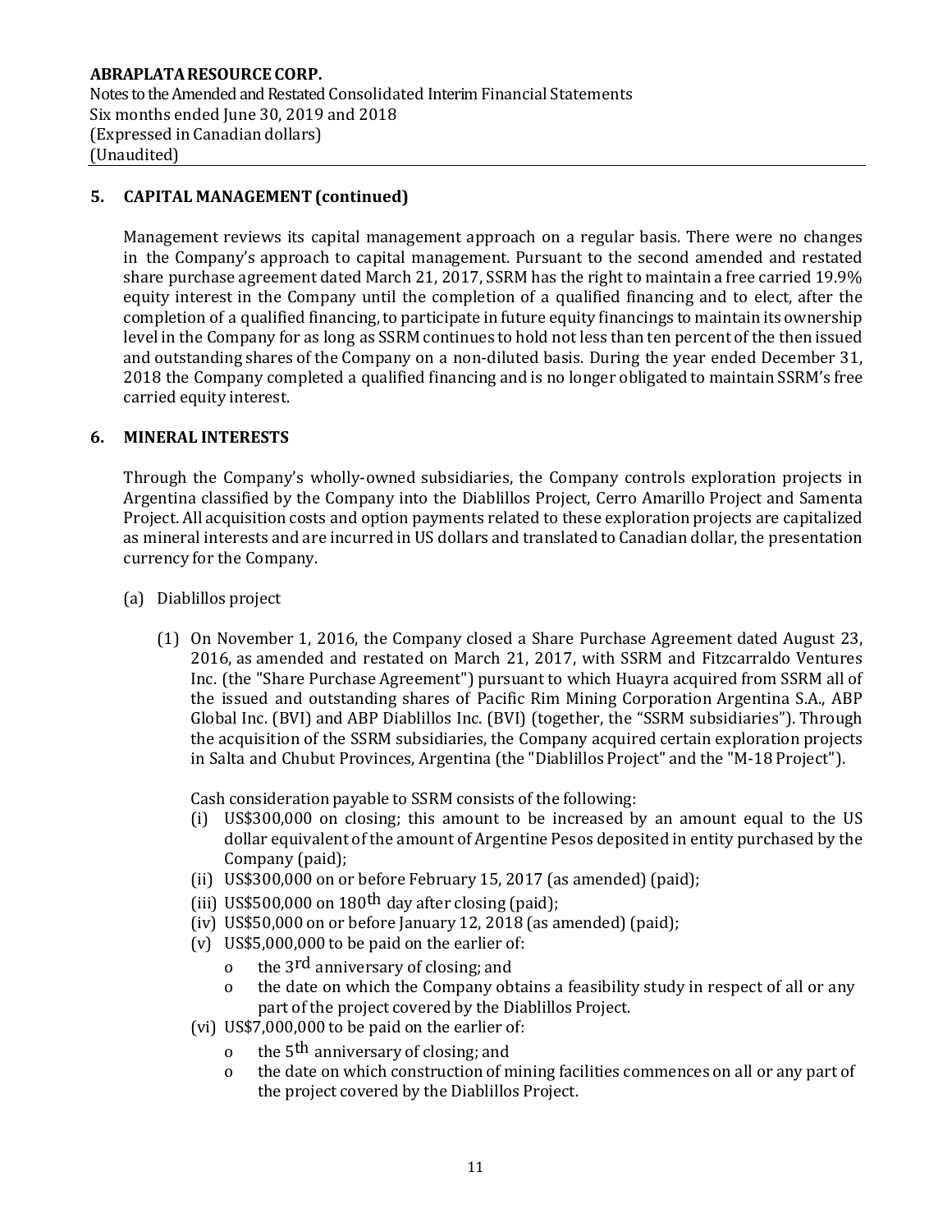## 5. CAPITAL MANAGEMENT (continued)

Management reviews its capital management approach on a regular basis. There were no changes in the Company's approach to capital management. Pursuant to the second amended and restated share purchase agreement dated March 21, 2017, SSRM has the right to maintain a free carried 19.9% equity interest in the Company until the completion of a qualified financing and to elect, after the completion of a qualified financing, to participate in future equity financings to maintain its ownership level in the Company for as long as SSRM continues to hold not less than ten percent of the then issued and outstanding shares of the Company on a non-diluted basis. During the year ended December 31, 2018 the Company completed a qualified financing and is no longer obligated to maintain SSRM's free carried equity interest.

## 6. MINERAL INTERESTS

Through the Company's wholly-owned subsidiaries, the Company controls exploration projects in Argentina classified by the Company into the Diablillos Project, Cerro Amarillo Project and Samenta Project. All acquisition costs and option payments related to these exploration projects are capitalized as mineral interests and are incurred in US dollars and translated to Canadian dollar, the presentation currency for the Company.

(a) Diablillos project

(1) On November 1, 2016, the Company closed a Share Purchase Agreement dated August 23, 2016, as amended and restated on March 21, 2017, with SSRM and Fitzcarraldo Ventures Inc. (the "Share Purchase Agreement") pursuant to which Huayra acquired from SSRM all of the issued and outstanding shares of Pacific Rim Mining Corporation Argentina S.A., ABP Global Inc. (BVI) and ABP Diablillos Inc. (BVI) (together, the "SSRM subsidiaries"). Through the acquisition of the SSRM subsidiaries, the Company acquired certain exploration projects in Salta and Chubut Provinces, Argentina (the "Diablillos Project" and the "M-18 Project").

Cash consideration payable to SSRM consists of the following:

(i) US$300,000 on closing; this amount to be increased by an amount equal to the US dollar equivalent of the amount of Argentine Pesos deposited in entity purchased by the Company (paid);

(ii) US$300,000 on or before February 15, 2017 (as amended) (paid);

(iii) US$500,000 on 180th day after closing (paid);

(iv) US$50,000 on or before January 12, 2018 (as amended) (paid);

(v) US$5,000,000 to be paid on the earlier of:
- the 3rd anniversary of closing; and
- the date on which the Company obtains a feasibility study in respect of all or any part of the project covered by the Diablillos Project.

(vi) US$7,000,000 to be paid on the earlier of:
- the 5th anniversary of closing; and
- the date on which construction of mining facilities commences on all or any part of the project covered by the Diablillos Project.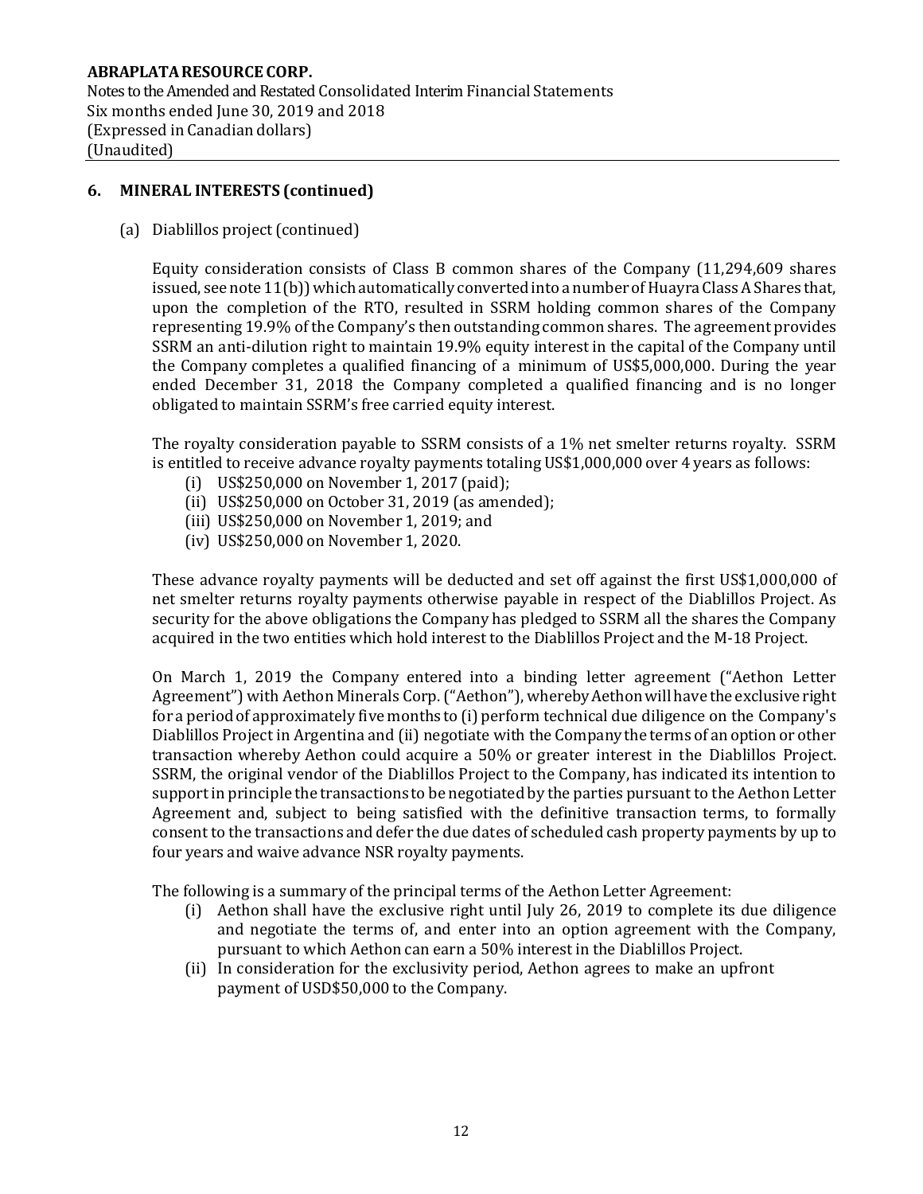## 6. MINERAL INTERESTS (continued)

(a) Diablillos project (continued)

Equity consideration consists of Class B common shares of the Company (11,294,609 shares issued, see note 11(b)) which automatically converted into a number of Huayra Class A Shares that, upon the completion of the RTO, resulted in SSRM holding common shares of the Company representing 19.9% of the Company's then outstanding common shares. The agreement provides SSRM an anti-dilution right to maintain 19.9% equity interest in the capital of the Company until the Company completes a qualified financing of a minimum of US$5,000,000. During the year ended December 31, 2018 the Company completed a qualified financing and is no longer obligated to maintain SSRM's free carried equity interest.

The royalty consideration payable to SSRM consists of a 1% net smelter returns royalty. SSRM is entitled to receive advance royalty payments totaling US$1,000,000 over 4 years as follows:

- (i) US$250,000 on November 1, 2017 (paid);
- (ii) US$250,000 on October 31, 2019 (as amended);
- (iii) US$250,000 on November 1, 2019; and
- (iv) US$250,000 on November 1, 2020.

These advance royalty payments will be deducted and set off against the first US$1,000,000 of net smelter returns royalty payments otherwise payable in respect of the Diablillos Project. As security for the above obligations the Company has pledged to SSRM all the shares the Company acquired in the two entities which hold interest to the Diablillos Project and the M-18 Project.

On March 1, 2019 the Company entered into a binding letter agreement ("Aethon Letter Agreement") with Aethon Minerals Corp. ("Aethon"), whereby Aethon will have the exclusive right for a period of approximately five months to (i) perform technical due diligence on the Company's Diablillos Project in Argentina and (ii) negotiate with the Company the terms of an option or other transaction whereby Aethon could acquire a 50% or greater interest in the Diablillos Project. SSRM, the original vendor of the Diablillos Project to the Company, has indicated its intention to support in principle the transactions to be negotiated by the parties pursuant to the Aethon Letter Agreement and, subject to being satisfied with the definitive transaction terms, to formally consent to the transactions and defer the due dates of scheduled cash property payments by up to four years and waive advance NSR royalty payments.

The following is a summary of the principal terms of the Aethon Letter Agreement:

- (i) Aethon shall have the exclusive right until July 26, 2019 to complete its due diligence and negotiate the terms of, and enter into an option agreement with the Company, pursuant to which Aethon can earn a 50% interest in the Diablillos Project.
- (ii) In consideration for the exclusivity period, Aethon agrees to make an upfront payment of USD$50,000 to the Company.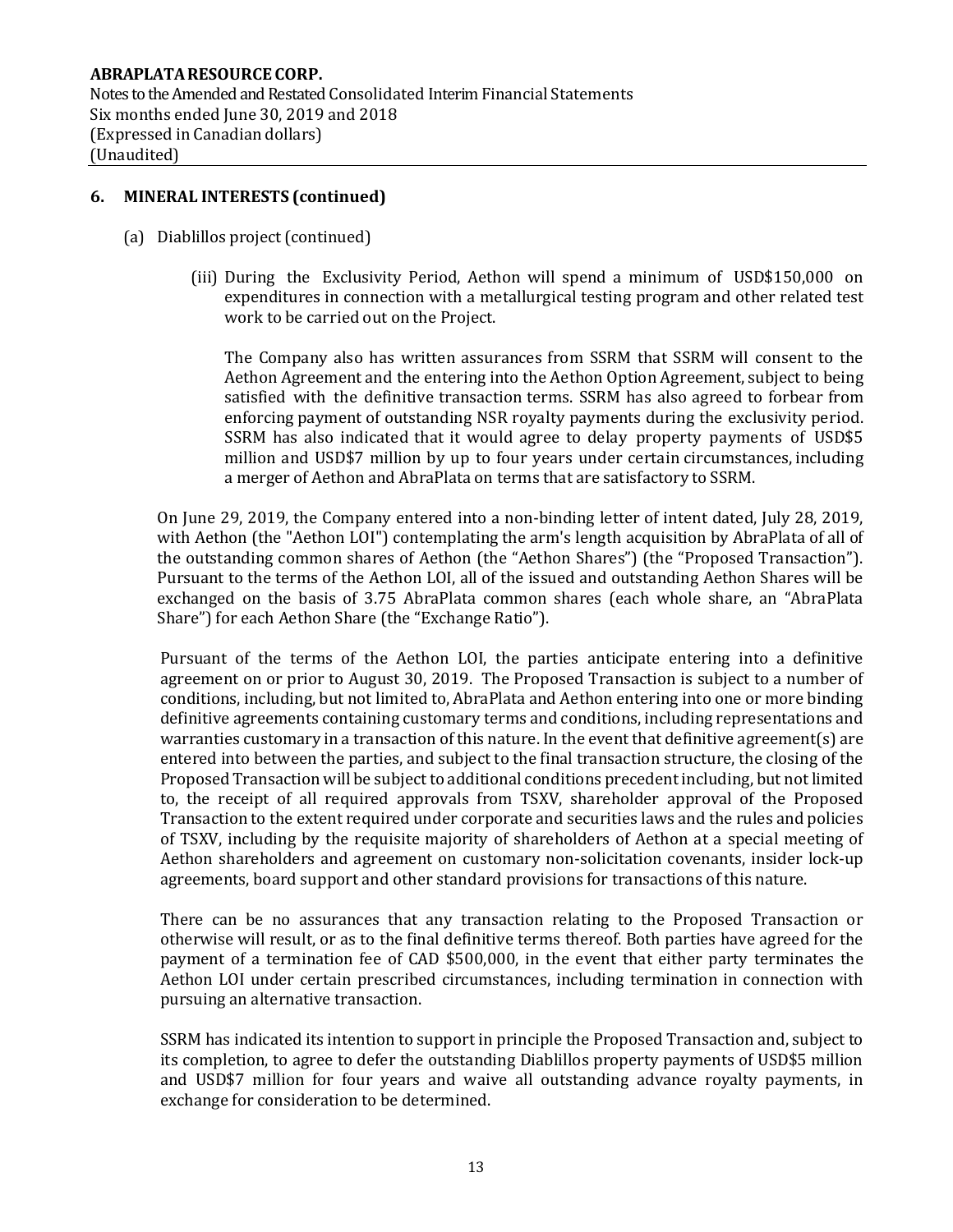## 6. MINERAL INTERESTS (continued)

(a) Diablillos project (continued)

(iii) During the Exclusivity Period, Aethon will spend a minimum of USD$150,000 on expenditures in connection with a metallurgical testing program and other related test work to be carried out on the Project.

The Company also has written assurances from SSRM that SSRM will consent to the Aethon Agreement and the entering into the Aethon Option Agreement, subject to being satisfied with the definitive transaction terms. SSRM has also agreed to forbear from enforcing payment of outstanding NSR royalty payments during the exclusivity period. SSRM has also indicated that it would agree to delay property payments of USD$5 million and USD$7 million by up to four years under certain circumstances, including a merger of Aethon and AbraPlata on terms that are satisfactory to SSRM.

On June 29, 2019, the Company entered into a non-binding letter of intent dated, July 28, 2019, with Aethon (the "Aethon LOI") contemplating the arm's length acquisition by AbraPlata of all of the outstanding common shares of Aethon (the "Aethon Shares") (the "Proposed Transaction"). Pursuant to the terms of the Aethon LOI, all of the issued and outstanding Aethon Shares will be exchanged on the basis of 3.75 AbraPlata common shares (each whole share, an "AbraPlata Share") for each Aethon Share (the "Exchange Ratio").

Pursuant of the terms of the Aethon LOI, the parties anticipate entering into a definitive agreement on or prior to August 30, 2019. The Proposed Transaction is subject to a number of conditions, including, but not limited to, AbraPlata and Aethon entering into one or more binding definitive agreements containing customary terms and conditions, including representations and warranties customary in a transaction of this nature. In the event that definitive agreement(s) are entered into between the parties, and subject to the final transaction structure, the closing of the Proposed Transaction will be subject to additional conditions precedent including, but not limited to, the receipt of all required approvals from TSXV, shareholder approval of the Proposed Transaction to the extent required under corporate and securities laws and the rules and policies of TSXV, including by the requisite majority of shareholders of Aethon at a special meeting of Aethon shareholders and agreement on customary non-solicitation covenants, insider lock-up agreements, board support and other standard provisions for transactions of this nature.

There can be no assurances that any transaction relating to the Proposed Transaction or otherwise will result, or as to the final definitive terms thereof. Both parties have agreed for the payment of a termination fee of CAD $500,000, in the event that either party terminates the Aethon LOI under certain prescribed circumstances, including termination in connection with pursuing an alternative transaction.

SSRM has indicated its intention to support in principle the Proposed Transaction and, subject to its completion, to agree to defer the outstanding Diablillos property payments of USD$5 million and USD$7 million for four years and waive all outstanding advance royalty payments, in exchange for consideration to be determined.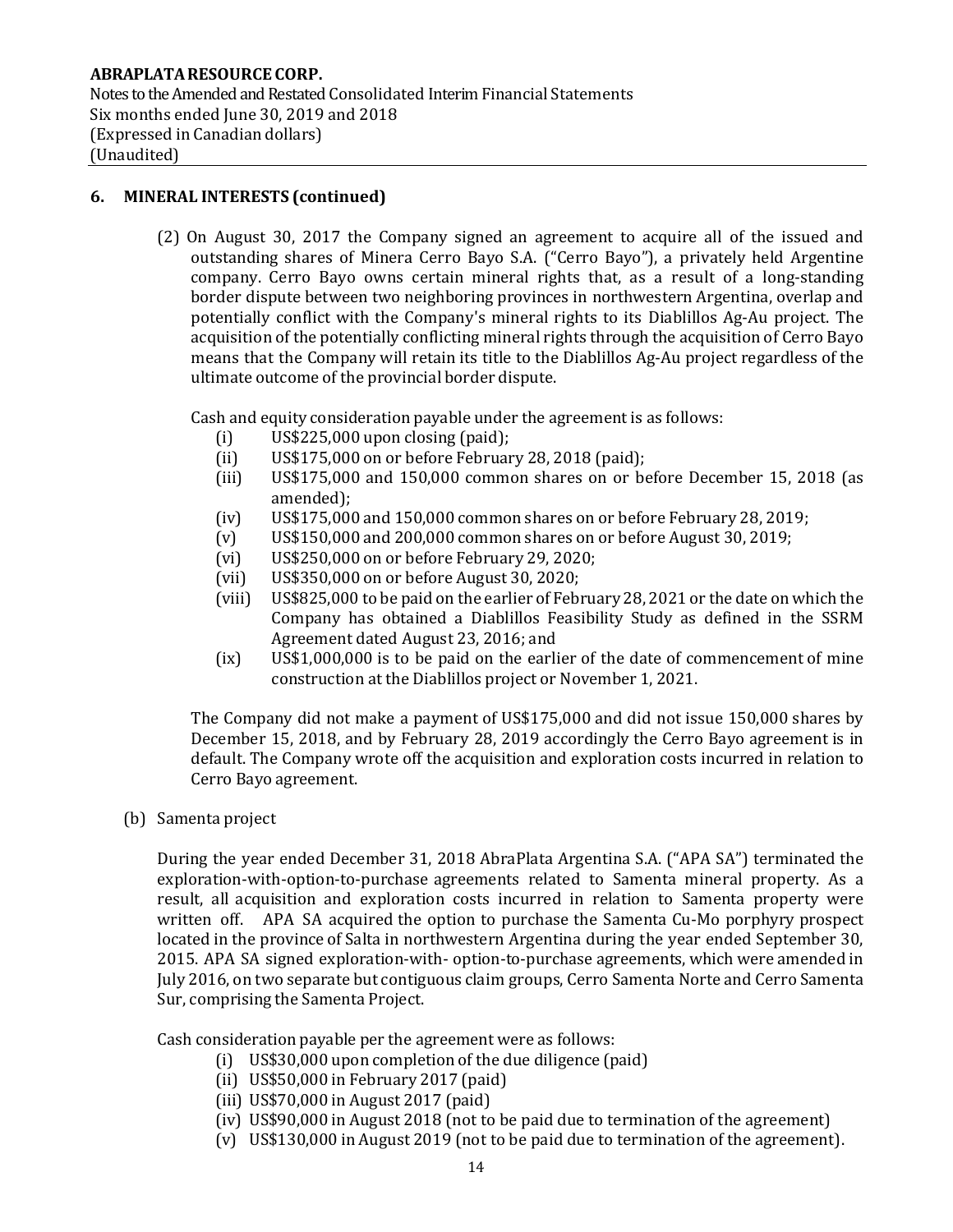## 6. MINERAL INTERESTS (continued)

(2) On August 30, 2017 the Company signed an agreement to acquire all of the issued and outstanding shares of Minera Cerro Bayo S.A. ("Cerro Bayo"), a privately held Argentine company. Cerro Bayo owns certain mineral rights that, as a result of a long-standing border dispute between two neighboring provinces in northwestern Argentina, overlap and potentially conflict with the Company's mineral rights to its Diablillos Ag-Au project. The acquisition of the potentially conflicting mineral rights through the acquisition of Cerro Bayo means that the Company will retain its title to the Diablillos Ag-Au project regardless of the ultimate outcome of the provincial border dispute.

Cash and equity consideration payable under the agreement is as follows:

- (i) US$225,000 upon closing (paid);
- (ii) US$175,000 on or before February 28, 2018 (paid);
- (iii) US$175,000 and 150,000 common shares on or before December 15, 2018 (as amended);
- (iv) US$175,000 and 150,000 common shares on or before February 28, 2019;
- (v) US$150,000 and 200,000 common shares on or before August 30, 2019;
- (vi) US$250,000 on or before February 29, 2020;
- (vii) US$350,000 on or before August 30, 2020;
- (viii) US$825,000 to be paid on the earlier of February 28, 2021 or the date on which the Company has obtained a Diablillos Feasibility Study as defined in the SSRM Agreement dated August 23, 2016; and
- (ix) US$1,000,000 is to be paid on the earlier of the date of commencement of mine construction at the Diablillos project or November 1, 2021.

The Company did not make a payment of US$175,000 and did not issue 150,000 shares by December 15, 2018, and by February 28, 2019 accordingly the Cerro Bayo agreement is in default. The Company wrote off the acquisition and exploration costs incurred in relation to Cerro Bayo agreement.

(b) Samenta project

During the year ended December 31, 2018 AbraPlata Argentina S.A. ("APA SA") terminated the exploration-with-option-to-purchase agreements related to Samenta mineral property. As a result, all acquisition and exploration costs incurred in relation to Samenta property were written off. APA SA acquired the option to purchase the Samenta Cu-Mo porphyry prospect located in the province of Salta in northwestern Argentina during the year ended September 30, 2015. APA SA signed exploration-with- option-to-purchase agreements, which were amended in July 2016, on two separate but contiguous claim groups, Cerro Samenta Norte and Cerro Samenta Sur, comprising the Samenta Project.

Cash consideration payable per the agreement were as follows:

- (i) US$30,000 upon completion of the due diligence (paid)
- (ii) US$50,000 in February 2017 (paid)
- (iii) US$70,000 in August 2017 (paid)
- (iv) US$90,000 in August 2018 (not to be paid due to termination of the agreement)
- (v) US$130,000 in August 2019 (not to be paid due to termination of the agreement).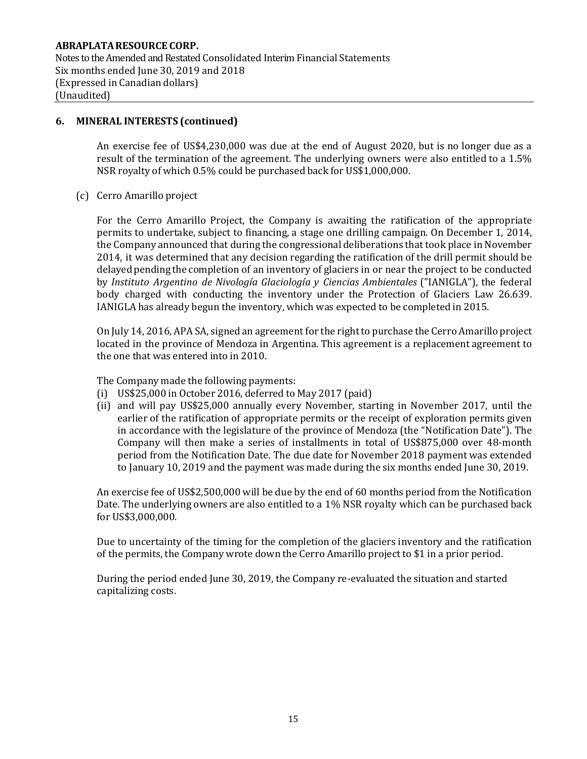## 6. MINERAL INTERESTS (continued)

An exercise fee of US$4,230,000 was due at the end of August 2020, but is no longer due as a result of the termination of the agreement. The underlying owners were also entitled to a 1.5% NSR royalty of which 0.5% could be purchased back for US$1,000,000.

(c) Cerro Amarillo project

For the Cerro Amarillo Project, the Company is awaiting the ratification of the appropriate permits to undertake, subject to financing, a stage one drilling campaign. On December 1, 2014, the Company announced that during the congressional deliberations that took place in November 2014, it was determined that any decision regarding the ratification of the drill permit should be delayed pending the completion of an inventory of glaciers in or near the project to be conducted by *Instituto Argentino de Nivología Glaciología y Ciencias Ambientales* ("IANIGLA"), the federal body charged with conducting the inventory under the Protection of Glaciers Law 26.639. IANIGLA has already begun the inventory, which was expected to be completed in 2015.

On July 14, 2016, APA SA, signed an agreement for the right to purchase the Cerro Amarillo project located in the province of Mendoza in Argentina. This agreement is a replacement agreement to the one that was entered into in 2010.

The Company made the following payments:

(i) US$25,000 in October 2016, deferred to May 2017 (paid)
(ii) and will pay US$25,000 annually every November, starting in November 2017, until the earlier of the ratification of appropriate permits or the receipt of exploration permits given in accordance with the legislature of the province of Mendoza (the "Notification Date"). The Company will then make a series of installments in total of US$875,000 over 48-month period from the Notification Date. The due date for November 2018 payment was extended to January 10, 2019 and the payment was made during the six months ended June 30, 2019.

An exercise fee of US$2,500,000 will be due by the end of 60 months period from the Notification Date. The underlying owners are also entitled to a 1% NSR royalty which can be purchased back for US$3,000,000.

Due to uncertainty of the timing for the completion of the glaciers inventory and the ratification of the permits, the Company wrote down the Cerro Amarillo project to $1 in a prior period.

During the period ended June 30, 2019, the Company re-evaluated the situation and started capitalizing costs.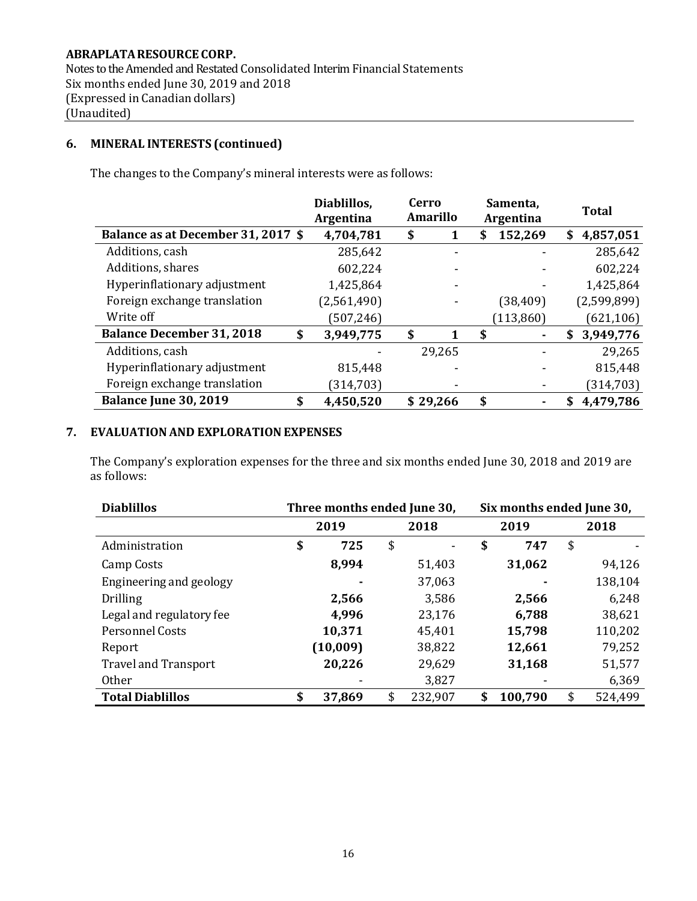**ABRAPLATA RESOURCE CORP.**
Notes to the Amended and Restated Consolidated Interim Financial Statements
Six months ended June 30, 2019 and 2018
(Expressed in Canadian dollars)
(Unaudited)

## 6. MINERAL INTERESTS (continued)

The changes to the Company's mineral interests were as follows:

| | Diablillos, Argentina | Cerro Amarillo | Samenta, Argentina | Total |
|---|---|---|---|---|
| **Balance as at December 31, 2017** | **$ 4,704,781** | **$ 1** | **$ 152,269** | **$ 4,857,051** |
| Additions, cash | 285,642 | - | - | 285,642 |
| Additions, shares | 602,224 | - | - | 602,224 |
| Hyperinflationary adjustment | 1,425,864 | - | - | 1,425,864 |
| Foreign exchange translation | (2,561,490) | - | (38,409) | (2,599,899) |
| Write off | (507,246) | | (113,860) | (621,106) |
| **Balance December 31, 2018** | **$ 3,949,775** | **$ 1** | **$ -** | **$ 3,949,776** |
| Additions, cash | - | 29,265 | - | 29,265 |
| Hyperinflationary adjustment | 815,448 | - | - | 815,448 |
| Foreign exchange translation | (314,703) | - | - | (314,703) |
| **Balance June 30, 2019** | **$ 4,450,520** | **$ 29,266** | **$ -** | **$ 4,479,786** |

## 7. EVALUATION AND EXPLORATION EXPENSES

The Company's exploration expenses for the three and six months ended June 30, 2018 and 2019 are as follows:

| **Diablillos** | **Three months ended June 30,** | | **Six months ended June 30,** | |
|---|---|---|---|---|
| | **2019** | **2018** | **2019** | **2018** |
| Administration | **$ 725** | $ - | **$ 747** | $ - |
| Camp Costs | **8,994** | 51,403 | **31,062** | 94,126 |
| Engineering and geology | **-** | 37,063 | **-** | 138,104 |
| Drilling | **2,566** | 3,586 | **2,566** | 6,248 |
| Legal and regulatory fee | **4,996** | 23,176 | **6,788** | 38,621 |
| Personnel Costs | **10,371** | 45,401 | **15,798** | 110,202 |
| Report | **(10,009)** | 38,822 | **12,661** | 79,252 |
| Travel and Transport | **20,226** | 29,629 | **31,168** | 51,577 |
| Other | - | 3,827 | - | 6,369 |
| **Total Diablillos** | **$ 37,869** | $ 232,907 | **$ 100,790** | $ 524,499 |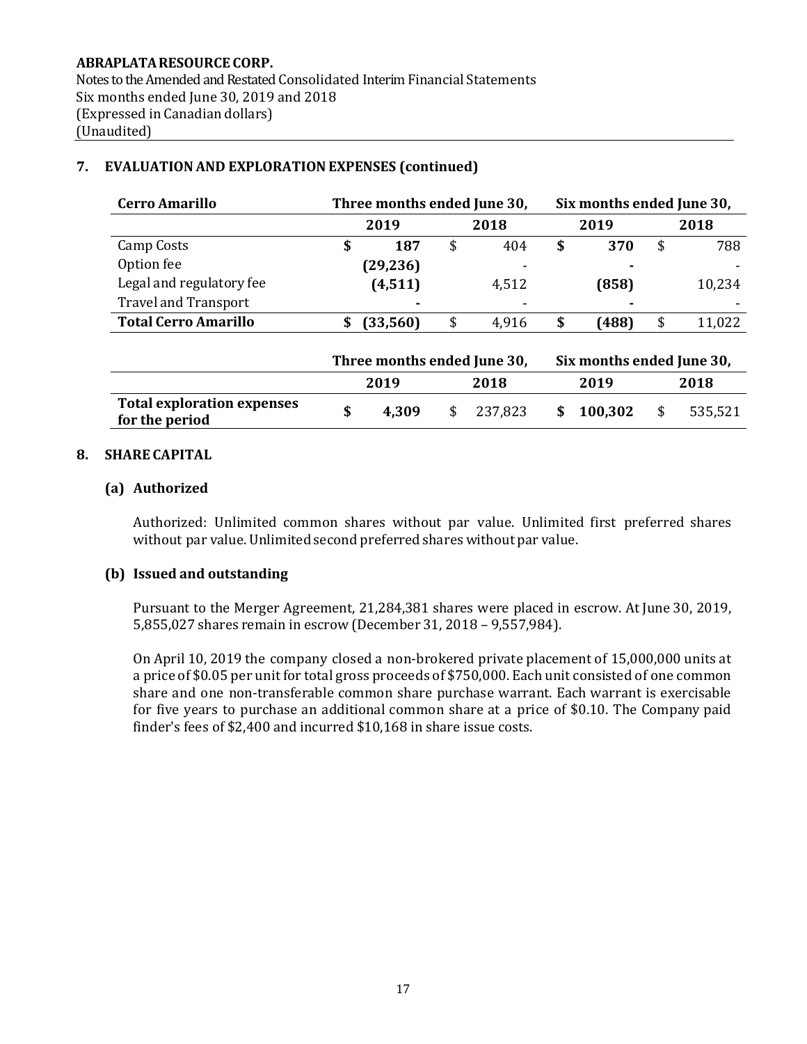## 7. EVALUATION AND EXPLORATION EXPENSES (continued)

| Cerro Amarillo | Three months ended June 30, | | Six months ended June 30, | |
|---|---|---|---|---|
| | **2019** | 2018 | **2019** | 2018 |
| Camp Costs | **$ 187** | $ 404 | **$ 370** | $ 788 |
| Option fee | **(29,236)** | - | **-** | - |
| Legal and regulatory fee | **(4,511)** | 4,512 | **(858)** | 10,234 |
| Travel and Transport | **-** | - | **-** | - |
| **Total Cerro Amarillo** | **$ (33,560)** | $ 4,916 | **$ (488)** | $ 11,022 |

| | Three months ended June 30, | | Six months ended June 30, | |
|---|---|---|---|---|
| | **2019** | **2018** | **2019** | **2018** |
| **Total exploration expenses for the period** | **$ 4,309** | $ 237,823 | **$ 100,302** | $ 535,521 |

## 8. SHARE CAPITAL

### (a) Authorized

Authorized: Unlimited common shares without par value. Unlimited first preferred shares without par value. Unlimited second preferred shares without par value.

### (b) Issued and outstanding

Pursuant to the Merger Agreement, 21,284,381 shares were placed in escrow. At June 30, 2019, 5,855,027 shares remain in escrow (December 31, 2018 – 9,557,984).

On April 10, 2019 the company closed a non-brokered private placement of 15,000,000 units at a price of $0.05 per unit for total gross proceeds of $750,000. Each unit consisted of one common share and one non-transferable common share purchase warrant. Each warrant is exercisable for five years to purchase an additional common share at a price of $0.10. The Company paid finder's fees of $2,400 and incurred $10,168 in share issue costs.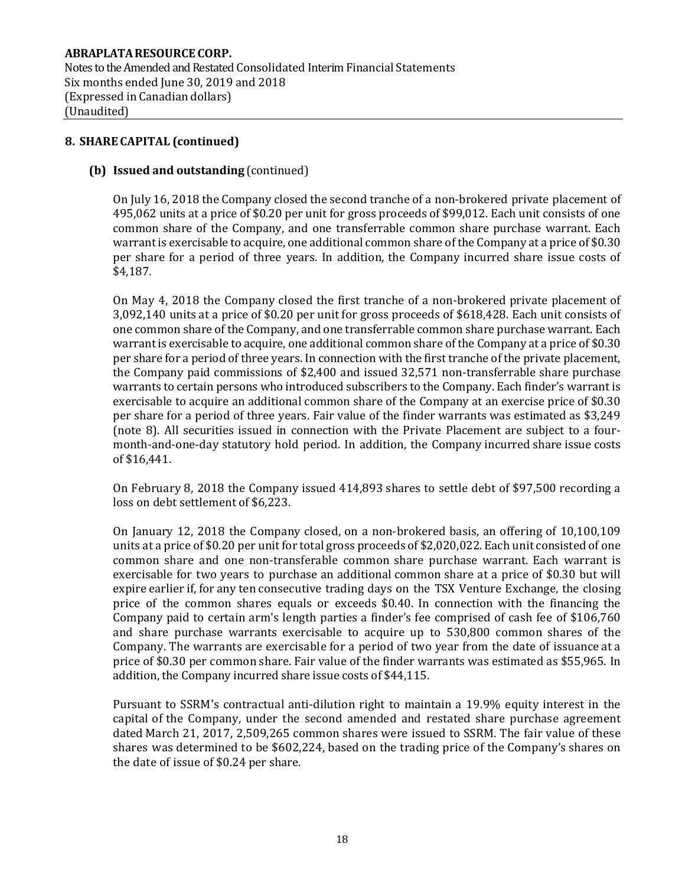## 8. SHARE CAPITAL (continued)

### (b) Issued and outstanding (continued)

On July 16, 2018 the Company closed the second tranche of a non-brokered private placement of 495,062 units at a price of $0.20 per unit for gross proceeds of $99,012. Each unit consists of one common share of the Company, and one transferrable common share purchase warrant. Each warrant is exercisable to acquire, one additional common share of the Company at a price of $0.30 per share for a period of three years. In addition, the Company incurred share issue costs of $4,187.

On May 4, 2018 the Company closed the first tranche of a non-brokered private placement of 3,092,140 units at a price of $0.20 per unit for gross proceeds of $618,428. Each unit consists of one common share of the Company, and one transferrable common share purchase warrant. Each warrant is exercisable to acquire, one additional common share of the Company at a price of $0.30 per share for a period of three years. In connection with the first tranche of the private placement, the Company paid commissions of $2,400 and issued 32,571 non-transferrable share purchase warrants to certain persons who introduced subscribers to the Company. Each finder's warrant is exercisable to acquire an additional common share of the Company at an exercise price of $0.30 per share for a period of three years. Fair value of the finder warrants was estimated as $3,249 (note 8). All securities issued in connection with the Private Placement are subject to a four-month-and-one-day statutory hold period. In addition, the Company incurred share issue costs of $16,441.

On February 8, 2018 the Company issued 414,893 shares to settle debt of $97,500 recording a loss on debt settlement of $6,223.

On January 12, 2018 the Company closed, on a non-brokered basis, an offering of 10,100,109 units at a price of $0.20 per unit for total gross proceeds of $2,020,022. Each unit consisted of one common share and one non-transferable common share purchase warrant. Each warrant is exercisable for two years to purchase an additional common share at a price of $0.30 but will expire earlier if, for any ten consecutive trading days on the TSX Venture Exchange, the closing price of the common shares equals or exceeds $0.40. In connection with the financing the Company paid to certain arm's length parties a finder's fee comprised of cash fee of $106,760 and share purchase warrants exercisable to acquire up to 530,800 common shares of the Company. The warrants are exercisable for a period of two year from the date of issuance at a price of $0.30 per common share. Fair value of the finder warrants was estimated as $55,965. In addition, the Company incurred share issue costs of $44,115.

Pursuant to SSRM's contractual anti-dilution right to maintain a 19.9% equity interest in the capital of the Company, under the second amended and restated share purchase agreement dated March 21, 2017, 2,509,265 common shares were issued to SSRM. The fair value of these shares was determined to be $602,224, based on the trading price of the Company's shares on the date of issue of $0.24 per share.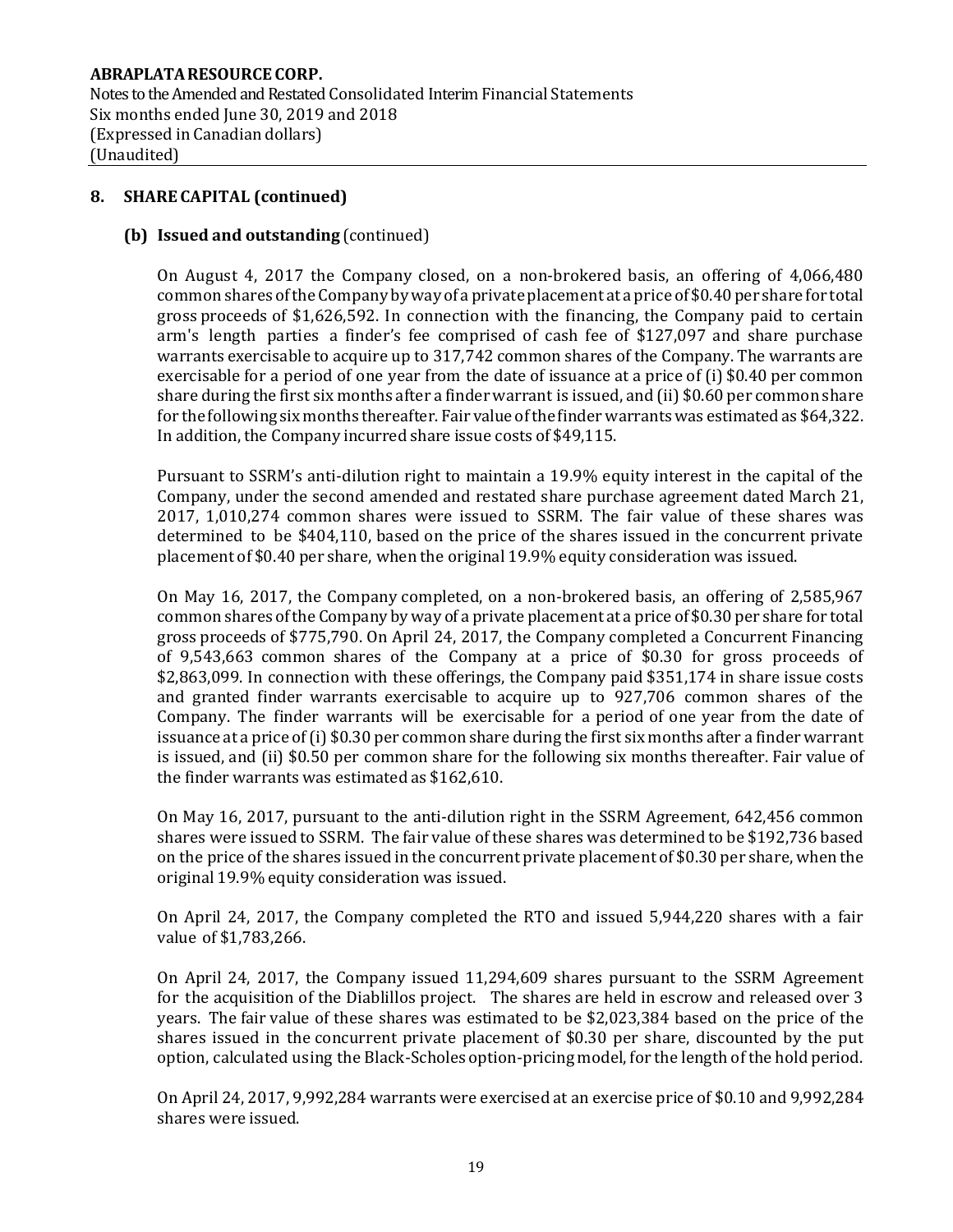## 8. SHARE CAPITAL (continued)

### (b) Issued and outstanding (continued)

On August 4, 2017 the Company closed, on a non-brokered basis, an offering of 4,066,480 common shares of the Company by way of a private placement at a price of $0.40 per share for total gross proceeds of $1,626,592. In connection with the financing, the Company paid to certain arm's length parties a finder's fee comprised of cash fee of $127,097 and share purchase warrants exercisable to acquire up to 317,742 common shares of the Company. The warrants are exercisable for a period of one year from the date of issuance at a price of (i) $0.40 per common share during the first six months after a finder warrant is issued, and (ii) $0.60 per common share for the following six months thereafter. Fair value of the finder warrants was estimated as $64,322. In addition, the Company incurred share issue costs of $49,115.

Pursuant to SSRM's anti-dilution right to maintain a 19.9% equity interest in the capital of the Company, under the second amended and restated share purchase agreement dated March 21, 2017, 1,010,274 common shares were issued to SSRM. The fair value of these shares was determined to be $404,110, based on the price of the shares issued in the concurrent private placement of $0.40 per share, when the original 19.9% equity consideration was issued.

On May 16, 2017, the Company completed, on a non-brokered basis, an offering of 2,585,967 common shares of the Company by way of a private placement at a price of $0.30 per share for total gross proceeds of $775,790. On April 24, 2017, the Company completed a Concurrent Financing of 9,543,663 common shares of the Company at a price of $0.30 for gross proceeds of $2,863,099. In connection with these offerings, the Company paid $351,174 in share issue costs and granted finder warrants exercisable to acquire up to 927,706 common shares of the Company. The finder warrants will be exercisable for a period of one year from the date of issuance at a price of (i) $0.30 per common share during the first six months after a finder warrant is issued, and (ii) $0.50 per common share for the following six months thereafter. Fair value of the finder warrants was estimated as $162,610.

On May 16, 2017, pursuant to the anti-dilution right in the SSRM Agreement, 642,456 common shares were issued to SSRM. The fair value of these shares was determined to be $192,736 based on the price of the shares issued in the concurrent private placement of $0.30 per share, when the original 19.9% equity consideration was issued.

On April 24, 2017, the Company completed the RTO and issued 5,944,220 shares with a fair value of $1,783,266.

On April 24, 2017, the Company issued 11,294,609 shares pursuant to the SSRM Agreement for the acquisition of the Diablillos project. The shares are held in escrow and released over 3 years. The fair value of these shares was estimated to be $2,023,384 based on the price of the shares issued in the concurrent private placement of $0.30 per share, discounted by the put option, calculated using the Black-Scholes option-pricing model, for the length of the hold period.

On April 24, 2017, 9,992,284 warrants were exercised at an exercise price of $0.10 and 9,992,284 shares were issued.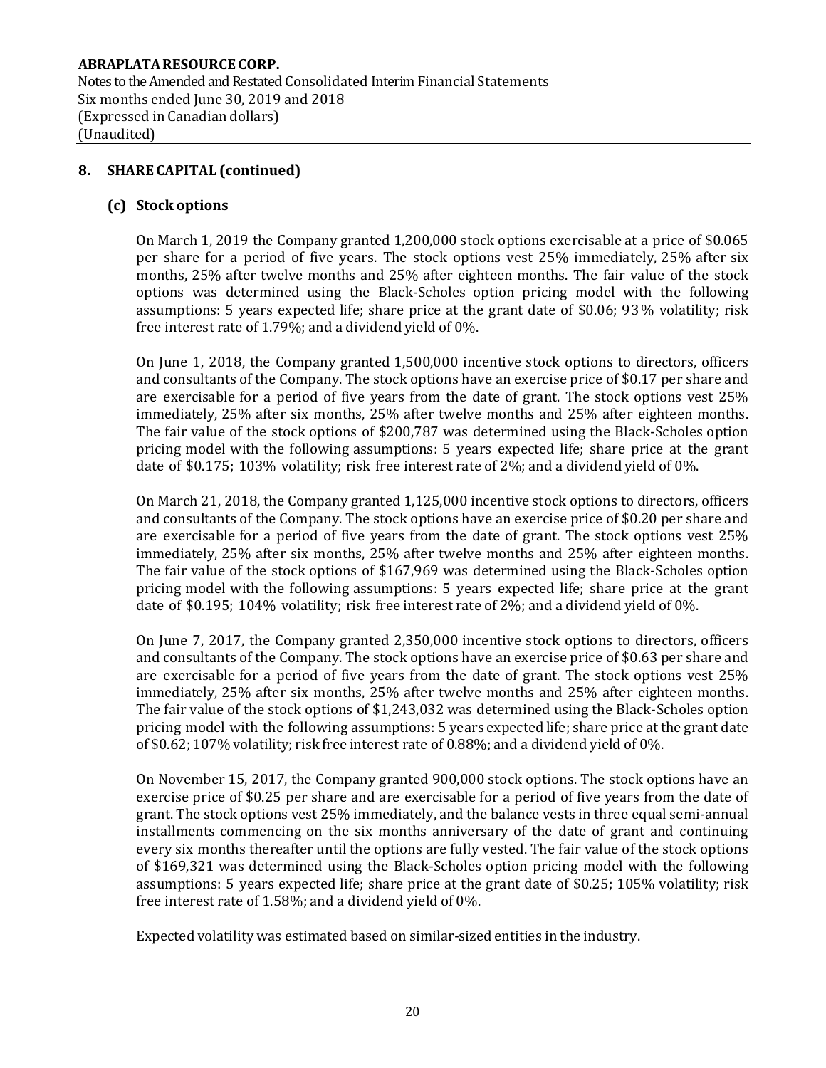## 8. SHARE CAPITAL (continued)

### (c) Stock options

On March 1, 2019 the Company granted 1,200,000 stock options exercisable at a price of $0.065 per share for a period of five years. The stock options vest 25% immediately, 25% after six months, 25% after twelve months and 25% after eighteen months. The fair value of the stock options was determined using the Black-Scholes option pricing model with the following assumptions: 5 years expected life; share price at the grant date of $0.06; 93% volatility; risk free interest rate of 1.79%; and a dividend yield of 0%.

On June 1, 2018, the Company granted 1,500,000 incentive stock options to directors, officers and consultants of the Company. The stock options have an exercise price of $0.17 per share and are exercisable for a period of five years from the date of grant. The stock options vest 25% immediately, 25% after six months, 25% after twelve months and 25% after eighteen months. The fair value of the stock options of $200,787 was determined using the Black-Scholes option pricing model with the following assumptions: 5 years expected life; share price at the grant date of $0.175; 103% volatility; risk free interest rate of 2%; and a dividend yield of 0%.

On March 21, 2018, the Company granted 1,125,000 incentive stock options to directors, officers and consultants of the Company. The stock options have an exercise price of $0.20 per share and are exercisable for a period of five years from the date of grant. The stock options vest 25% immediately, 25% after six months, 25% after twelve months and 25% after eighteen months. The fair value of the stock options of $167,969 was determined using the Black-Scholes option pricing model with the following assumptions: 5 years expected life; share price at the grant date of $0.195; 104% volatility; risk free interest rate of 2%; and a dividend yield of 0%.

On June 7, 2017, the Company granted 2,350,000 incentive stock options to directors, officers and consultants of the Company. The stock options have an exercise price of $0.63 per share and are exercisable for a period of five years from the date of grant. The stock options vest 25% immediately, 25% after six months, 25% after twelve months and 25% after eighteen months. The fair value of the stock options of $1,243,032 was determined using the Black-Scholes option pricing model with the following assumptions: 5 years expected life; share price at the grant date of $0.62; 107% volatility; risk free interest rate of 0.88%; and a dividend yield of 0%.

On November 15, 2017, the Company granted 900,000 stock options. The stock options have an exercise price of $0.25 per share and are exercisable for a period of five years from the date of grant. The stock options vest 25% immediately, and the balance vests in three equal semi-annual installments commencing on the six months anniversary of the date of grant and continuing every six months thereafter until the options are fully vested. The fair value of the stock options of $169,321 was determined using the Black-Scholes option pricing model with the following assumptions: 5 years expected life; share price at the grant date of $0.25; 105% volatility; risk free interest rate of 1.58%; and a dividend yield of 0%.

Expected volatility was estimated based on similar-sized entities in the industry.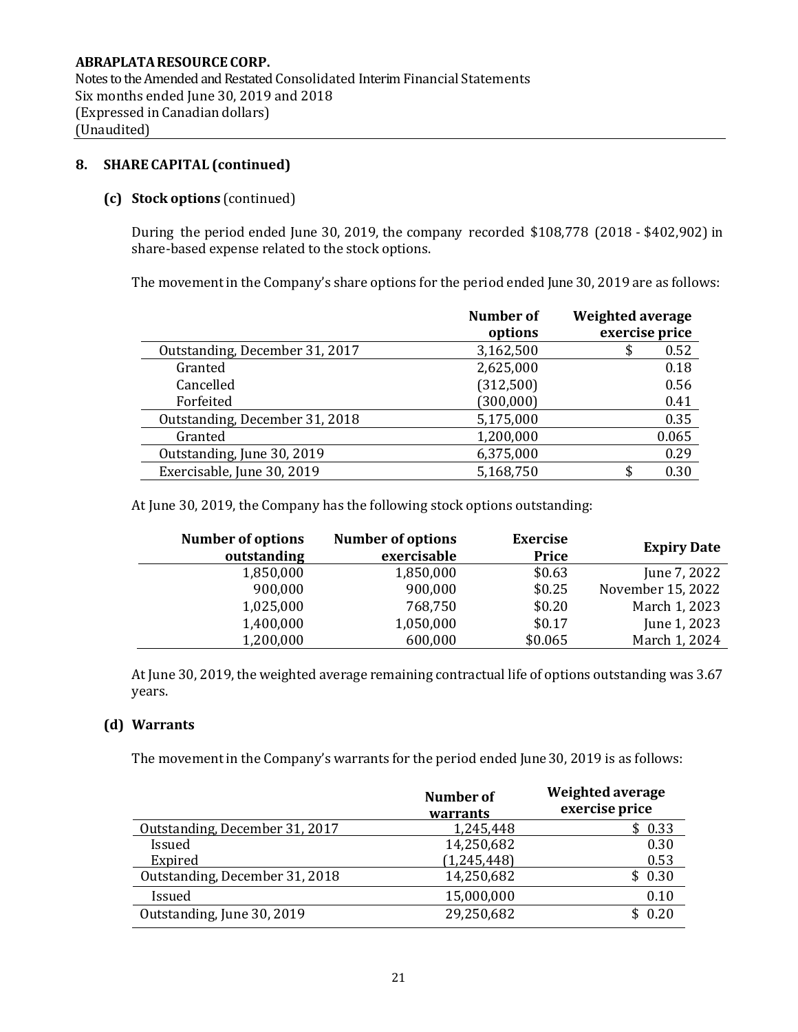**ABRAPLATA RESOURCE CORP.**
Notes to the Amended and Restated Consolidated Interim Financial Statements
Six months ended June 30, 2019 and 2018
(Expressed in Canadian dollars)
(Unaudited)

## 8. SHARE CAPITAL (continued)

### (c) Stock options (continued)

During the period ended June 30, 2019, the company recorded $108,778 (2018 - $402,902) in share-based expense related to the stock options.

The movement in the Company's share options for the period ended June 30, 2019 are as follows:

| | Number of options | Weighted average exercise price |
|---|---|---|
| Outstanding, December 31, 2017 | 3,162,500 | $ 0.52 |
| Granted | 2,625,000 | 0.18 |
| Cancelled | (312,500) | 0.56 |
| Forfeited | (300,000) | 0.41 |
| Outstanding, December 31, 2018 | 5,175,000 | 0.35 |
| Granted | 1,200,000 | 0.065 |
| Outstanding, June 30, 2019 | 6,375,000 | 0.29 |
| Exercisable, June 30, 2019 | 5,168,750 | $ 0.30 |

At June 30, 2019, the Company has the following stock options outstanding:

| Number of options outstanding | Number of options exercisable | Exercise Price | Expiry Date |
|---|---|---|---|
| 1,850,000 | 1,850,000 | $0.63 | June 7, 2022 |
| 900,000 | 900,000 | $0.25 | November 15, 2022 |
| 1,025,000 | 768,750 | $0.20 | March 1, 2023 |
| 1,400,000 | 1,050,000 | $0.17 | June 1, 2023 |
| 1,200,000 | 600,000 | $0.065 | March 1, 2024 |

At June 30, 2019, the weighted average remaining contractual life of options outstanding was 3.67 years.

### (d) Warrants

The movement in the Company's warrants for the period ended June 30, 2019 is as follows:

| | Number of warrants | Weighted average exercise price |
|---|---|---|
| Outstanding, December 31, 2017 | 1,245,448 | $ 0.33 |
| Issued | 14,250,682 | 0.30 |
| Expired | (1,245,448) | 0.53 |
| Outstanding, December 31, 2018 | 14,250,682 | $ 0.30 |
| Issued | 15,000,000 | 0.10 |
| Outstanding, June 30, 2019 | 29,250,682 | $ 0.20 |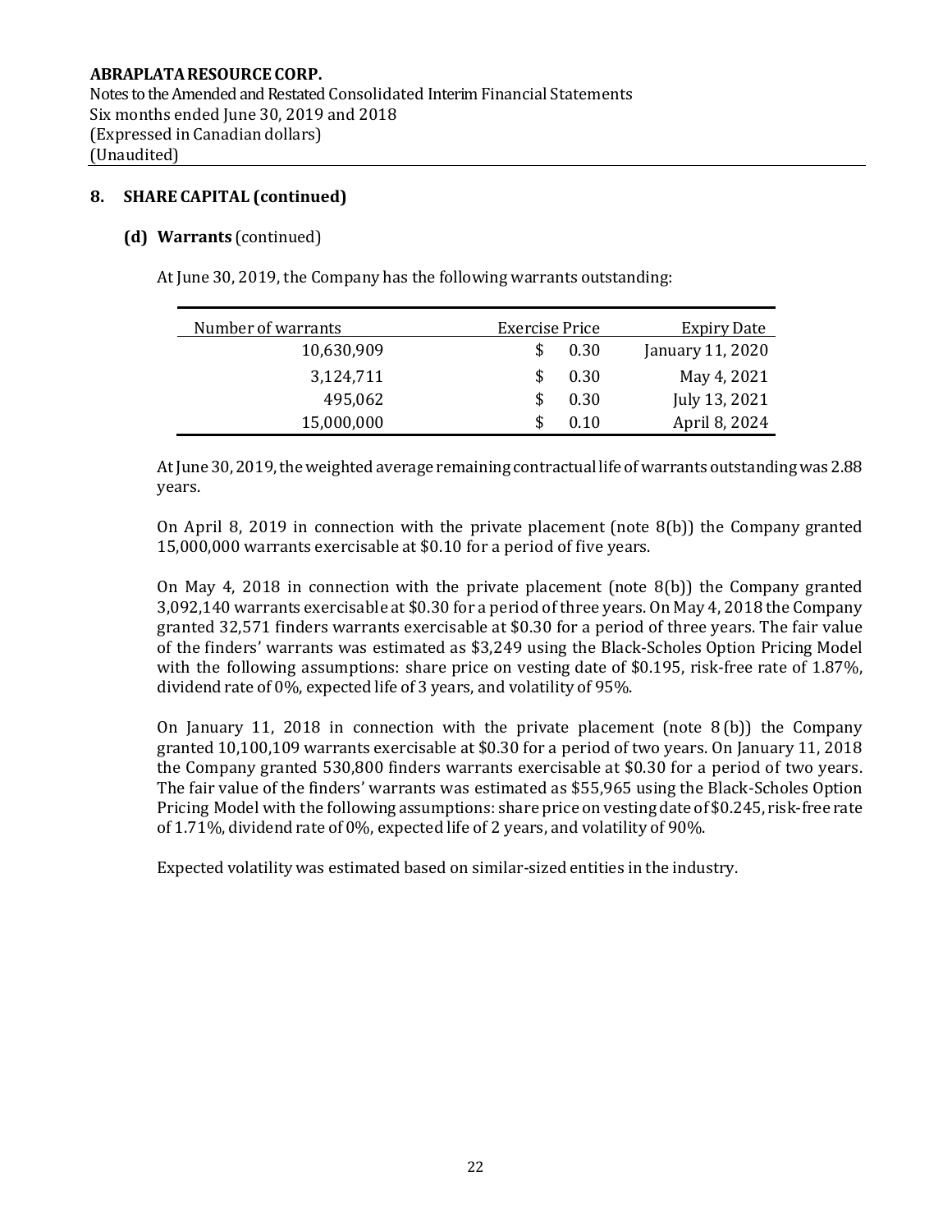ABRAPLATA RESOURCE CORP.
Notes to the Amended and Restated Consolidated Interim Financial Statements
Six months ended June 30, 2019 and 2018
(Expressed in Canadian dollars)
(Unaudited)

## 8. SHARE CAPITAL (continued)

### (d) Warrants (continued)

At June 30, 2019, the Company has the following warrants outstanding:

| Number of warrants | Exercise Price | Expiry Date |
|---|---|---|
| 10,630,909 | $ 0.30 | January 11, 2020 |
| 3,124,711 | $ 0.30 | May 4, 2021 |
| 495,062 | $ 0.30 | July 13, 2021 |
| 15,000,000 | $ 0.10 | April 8, 2024 |

At June 30, 2019, the weighted average remaining contractual life of warrants outstanding was 2.88 years.

On April 8, 2019 in connection with the private placement (note 8(b)) the Company granted 15,000,000 warrants exercisable at $0.10 for a period of five years.

On May 4, 2018 in connection with the private placement (note 8(b)) the Company granted 3,092,140 warrants exercisable at $0.30 for a period of three years. On May 4, 2018 the Company granted 32,571 finders warrants exercisable at $0.30 for a period of three years. The fair value of the finders' warrants was estimated as $3,249 using the Black-Scholes Option Pricing Model with the following assumptions: share price on vesting date of $0.195, risk-free rate of 1.87%, dividend rate of 0%, expected life of 3 years, and volatility of 95%.

On January 11, 2018 in connection with the private placement (note 8 (b)) the Company granted 10,100,109 warrants exercisable at $0.30 for a period of two years. On January 11, 2018 the Company granted 530,800 finders warrants exercisable at $0.30 for a period of two years. The fair value of the finders' warrants was estimated as $55,965 using the Black-Scholes Option Pricing Model with the following assumptions: share price on vesting date of $0.245, risk-free rate of 1.71%, dividend rate of 0%, expected life of 2 years, and volatility of 90%.

Expected volatility was estimated based on similar-sized entities in the industry.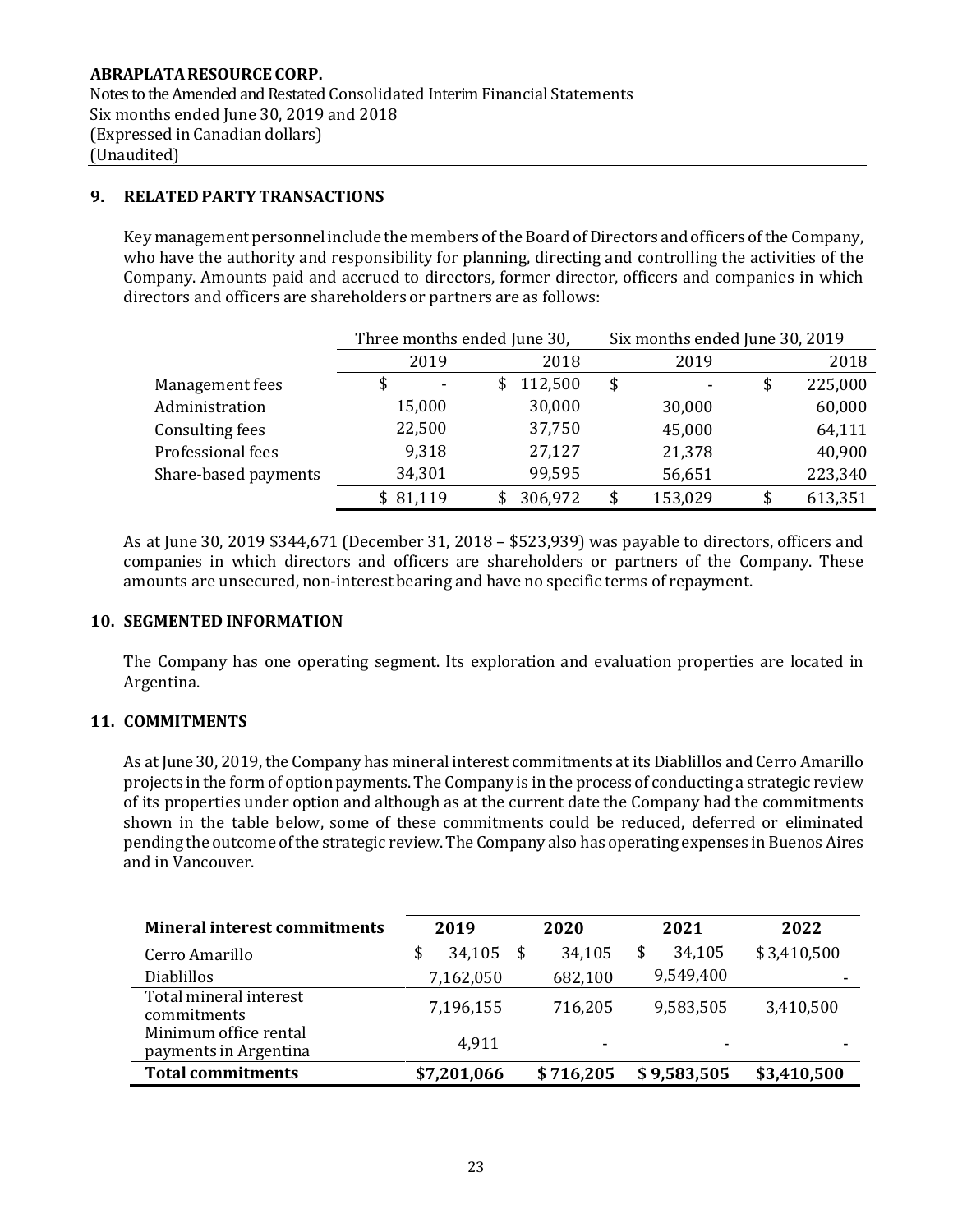**ABRAPLATA RESOURCE CORP.**
Notes to the Amended and Restated Consolidated Interim Financial Statements
Six months ended June 30, 2019 and 2018
(Expressed in Canadian dollars)
(Unaudited)

## 9. RELATED PARTY TRANSACTIONS

Key management personnel include the members of the Board of Directors and officers of the Company, who have the authority and responsibility for planning, directing and controlling the activities of the Company. Amounts paid and accrued to directors, former director, officers and companies in which directors and officers are shareholders or partners are as follows:

| | Three months ended June 30, | | Six months ended June 30, 2019 | |
|---|---|---|---|---|
| | 2019 | 2018 | 2019 | 2018 |
| Management fees | $ - | $ 112,500 | $ - | $ 225,000 |
| Administration | 15,000 | 30,000 | 30,000 | 60,000 |
| Consulting fees | 22,500 | 37,750 | 45,000 | 64,111 |
| Professional fees | 9,318 | 27,127 | 21,378 | 40,900 |
| Share-based payments | 34,301 | 99,595 | 56,651 | 223,340 |
| | $ 81,119 | $ 306,972 | $ 153,029 | $ 613,351 |

As at June 30, 2019 $344,671 (December 31, 2018 – $523,939) was payable to directors, officers and companies in which directors and officers are shareholders or partners of the Company. These amounts are unsecured, non-interest bearing and have no specific terms of repayment.

## 10. SEGMENTED INFORMATION

The Company has one operating segment. Its exploration and evaluation properties are located in Argentina.

## 11. COMMITMENTS

As at June 30, 2019, the Company has mineral interest commitments at its Diablillos and Cerro Amarillo projects in the form of option payments. The Company is in the process of conducting a strategic review of its properties under option and although as at the current date the Company had the commitments shown in the table below, some of these commitments could be reduced, deferred or eliminated pending the outcome of the strategic review. The Company also has operating expenses in Buenos Aires and in Vancouver.

| **Mineral interest commitments** | **2019** | **2020** | **2021** | **2022** |
|---|---|---|---|---|
| Cerro Amarillo | $ 34,105 | $ 34,105 | $ 34,105 | $ 3,410,500 |
| Diablillos | 7,162,050 | 682,100 | 9,549,400 | - |
| Total mineral interest commitments | 7,196,155 | 716,205 | 9,583,505 | 3,410,500 |
| Minimum office rental payments in Argentina | 4,911 | - | - | - |
| **Total commitments** | **$7,201,066** | **$ 716,205** | **$ 9,583,505** | **$3,410,500** |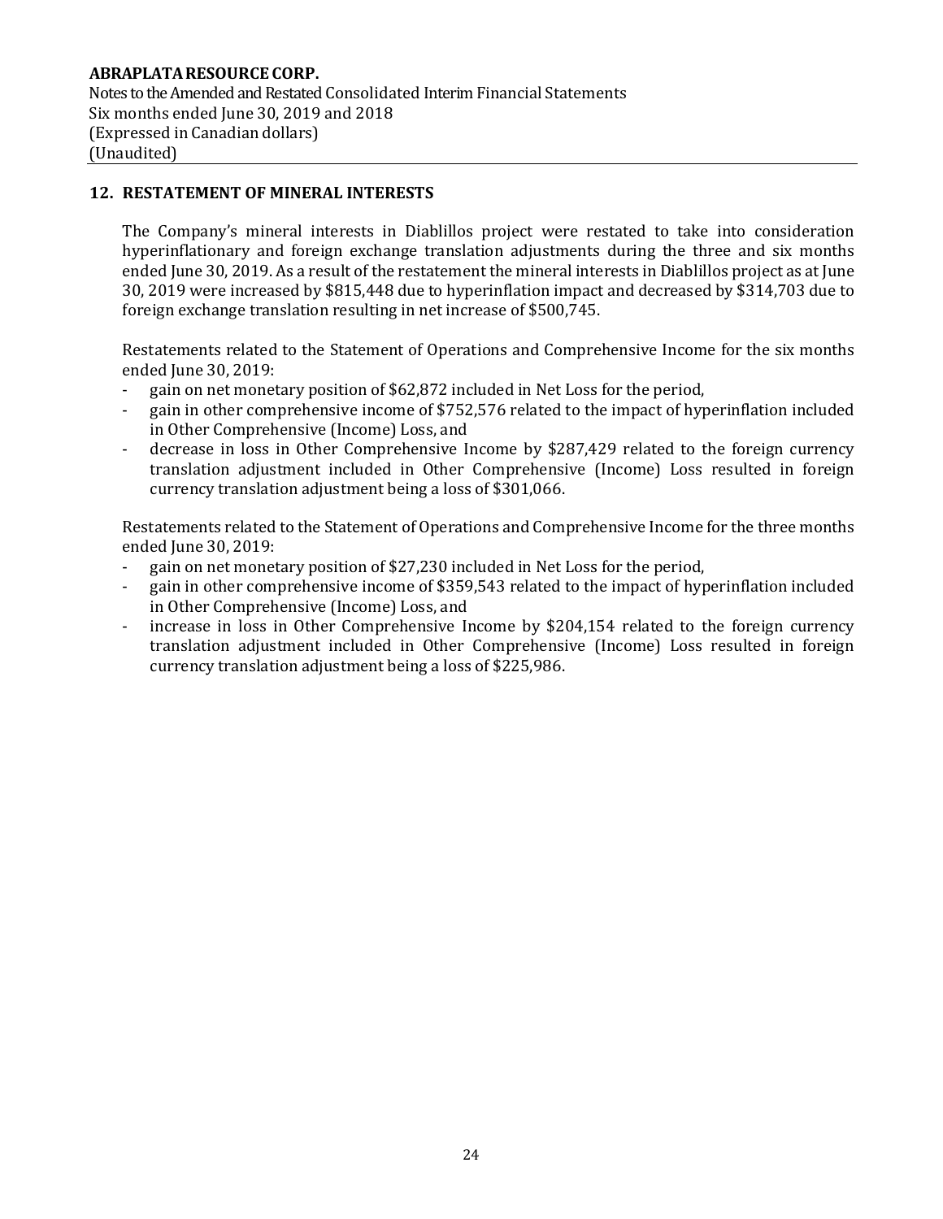## 12. RESTATEMENT OF MINERAL INTERESTS

The Company's mineral interests in Diablillos project were restated to take into consideration hyperinflationary and foreign exchange translation adjustments during the three and six months ended June 30, 2019. As a result of the restatement the mineral interests in Diablillos project as at June 30, 2019 were increased by $815,448 due to hyperinflation impact and decreased by $314,703 due to foreign exchange translation resulting in net increase of $500,745.

Restatements related to the Statement of Operations and Comprehensive Income for the six months ended June 30, 2019:

- gain on net monetary position of $62,872 included in Net Loss for the period,
- gain in other comprehensive income of $752,576 related to the impact of hyperinflation included in Other Comprehensive (Income) Loss, and
- decrease in loss in Other Comprehensive Income by $287,429 related to the foreign currency translation adjustment included in Other Comprehensive (Income) Loss resulted in foreign currency translation adjustment being a loss of $301,066.

Restatements related to the Statement of Operations and Comprehensive Income for the three months ended June 30, 2019:

- gain on net monetary position of $27,230 included in Net Loss for the period,
- gain in other comprehensive income of $359,543 related to the impact of hyperinflation included in Other Comprehensive (Income) Loss, and
- increase in loss in Other Comprehensive Income by $204,154 related to the foreign currency translation adjustment included in Other Comprehensive (Income) Loss resulted in foreign currency translation adjustment being a loss of $225,986.